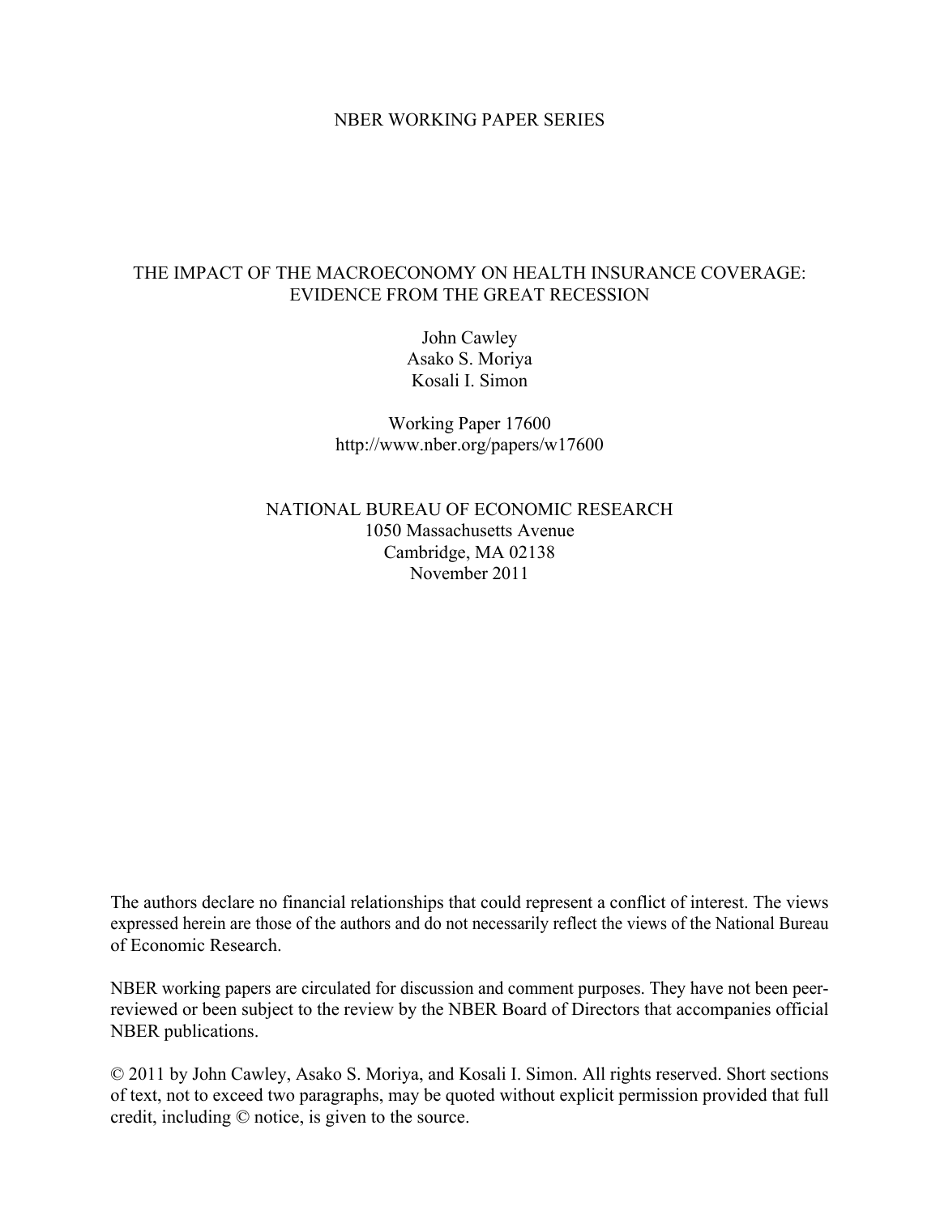NBER WORKING PAPER SERIES

# THE IMPACT OF THE MACROECONOMY ON HEALTH INSURANCE COVERAGE: EVIDENCE FROM THE GREAT RECESSION

John Cawley
Asako S. Moriya
Kosali I. Simon

Working Paper 17600
http://www.nber.org/papers/w17600

NATIONAL BUREAU OF ECONOMIC RESEARCH
1050 Massachusetts Avenue
Cambridge, MA 02138
November 2011

The authors declare no financial relationships that could represent a conflict of interest. The views expressed herein are those of the authors and do not necessarily reflect the views of the National Bureau of Economic Research.

NBER working papers are circulated for discussion and comment purposes. They have not been peer-reviewed or been subject to the review by the NBER Board of Directors that accompanies official NBER publications.

© 2011 by John Cawley, Asako S. Moriya, and Kosali I. Simon. All rights reserved. Short sections of text, not to exceed two paragraphs, may be quoted without explicit permission provided that full credit, including © notice, is given to the source.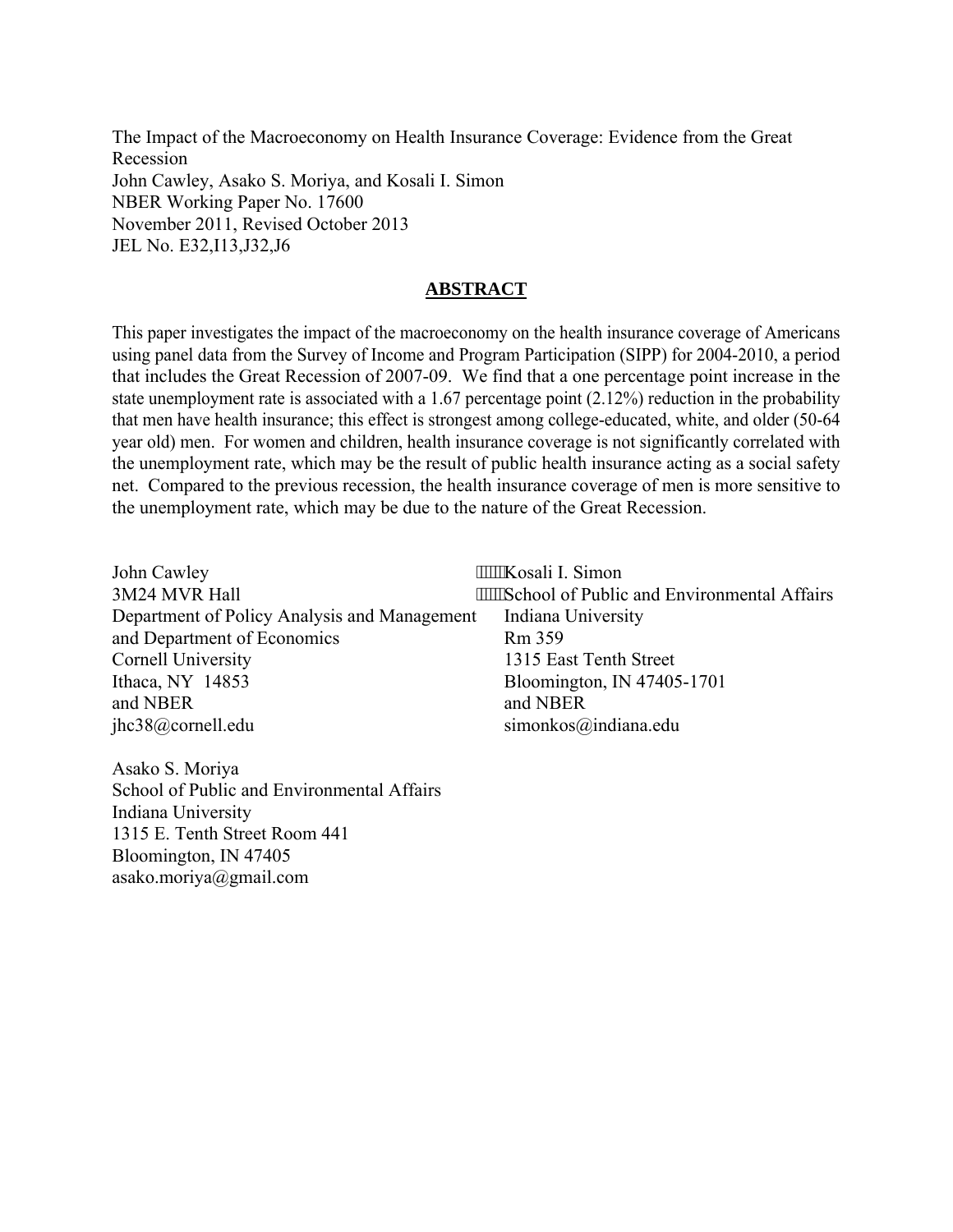The Impact of the Macroeconomy on Health Insurance Coverage: Evidence from the Great Recession
John Cawley, Asako S. Moriya, and Kosali I. Simon
NBER Working Paper No. 17600
November 2011, Revised October 2013
JEL No. E32,I13,J32,J6

## ABSTRACT

This paper investigates the impact of the macroeconomy on the health insurance coverage of Americans using panel data from the Survey of Income and Program Participation (SIPP) for 2004-2010, a period that includes the Great Recession of 2007-09. We find that a one percentage point increase in the state unemployment rate is associated with a 1.67 percentage point (2.12%) reduction in the probability that men have health insurance; this effect is strongest among college-educated, white, and older (50-64 year old) men. For women and children, health insurance coverage is not significantly correlated with the unemployment rate, which may be the result of public health insurance acting as a social safety net. Compared to the previous recession, the health insurance coverage of men is more sensitive to the unemployment rate, which may be due to the nature of the Great Recession.

John Cawley
3M24 MVR Hall
Department of Policy Analysis and Management
and Department of Economics
Cornell University
Ithaca, NY 14853
and NBER
jhc38@cornell.edu

Kosali I. Simon
School of Public and Environmental Affairs
Indiana University
Rm 359
1315 East Tenth Street
Bloomington, IN 47405-1701
and NBER
simonkos@indiana.edu

Asako S. Moriya
School of Public and Environmental Affairs
Indiana University
1315 E. Tenth Street Room 441
Bloomington, IN 47405
asako.moriya@gmail.com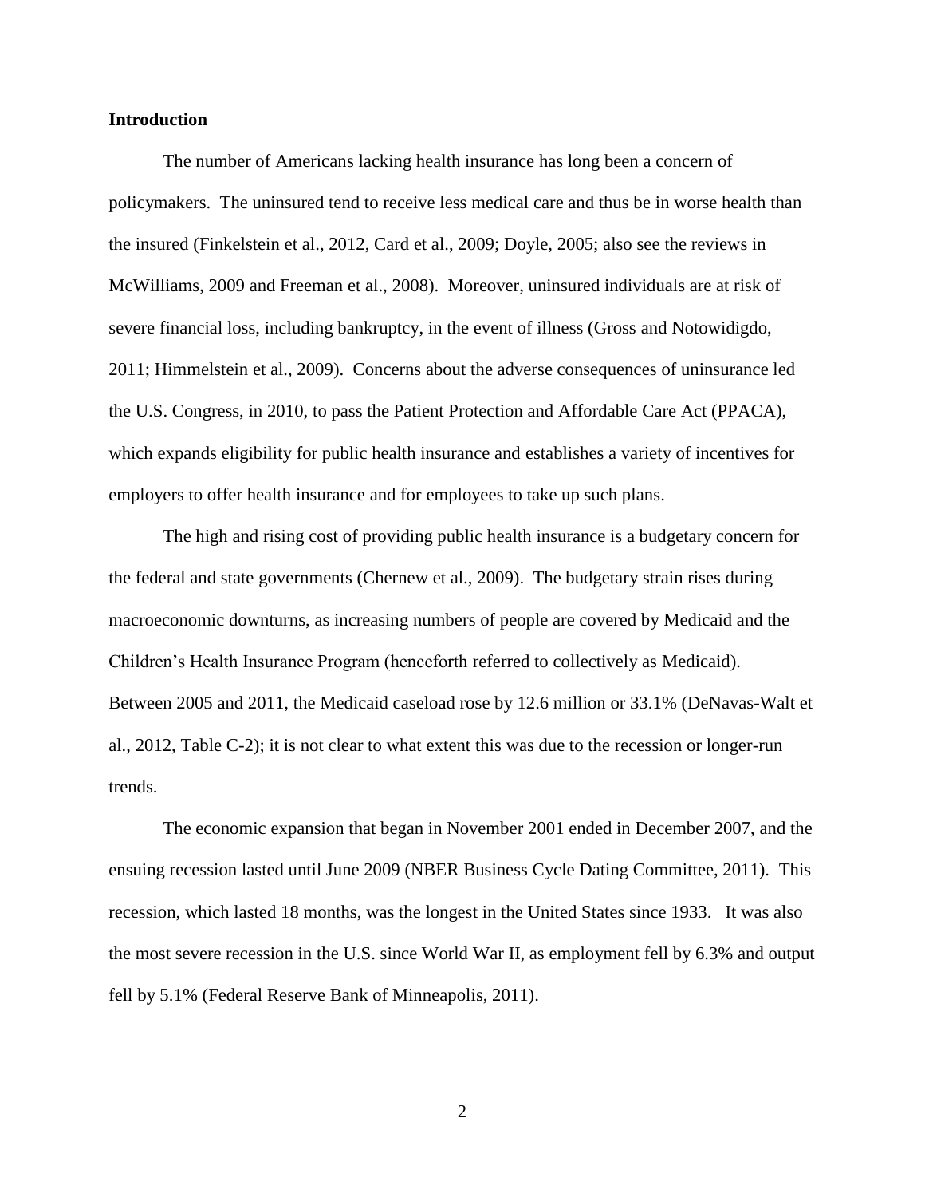**Introduction**

The number of Americans lacking health insurance has long been a concern of policymakers. The uninsured tend to receive less medical care and thus be in worse health than the insured (Finkelstein et al., 2012, Card et al., 2009; Doyle, 2005; also see the reviews in McWilliams, 2009 and Freeman et al., 2008). Moreover, uninsured individuals are at risk of severe financial loss, including bankruptcy, in the event of illness (Gross and Notowidigdo, 2011; Himmelstein et al., 2009). Concerns about the adverse consequences of uninsurance led the U.S. Congress, in 2010, to pass the Patient Protection and Affordable Care Act (PPACA), which expands eligibility for public health insurance and establishes a variety of incentives for employers to offer health insurance and for employees to take up such plans.

The high and rising cost of providing public health insurance is a budgetary concern for the federal and state governments (Chernew et al., 2009). The budgetary strain rises during macroeconomic downturns, as increasing numbers of people are covered by Medicaid and the Children's Health Insurance Program (henceforth referred to collectively as Medicaid). Between 2005 and 2011, the Medicaid caseload rose by 12.6 million or 33.1% (DeNavas-Walt et al., 2012, Table C-2); it is not clear to what extent this was due to the recession or longer-run trends.

The economic expansion that began in November 2001 ended in December 2007, and the ensuing recession lasted until June 2009 (NBER Business Cycle Dating Committee, 2011). This recession, which lasted 18 months, was the longest in the United States since 1933. It was also the most severe recession in the U.S. since World War II, as employment fell by 6.3% and output fell by 5.1% (Federal Reserve Bank of Minneapolis, 2011).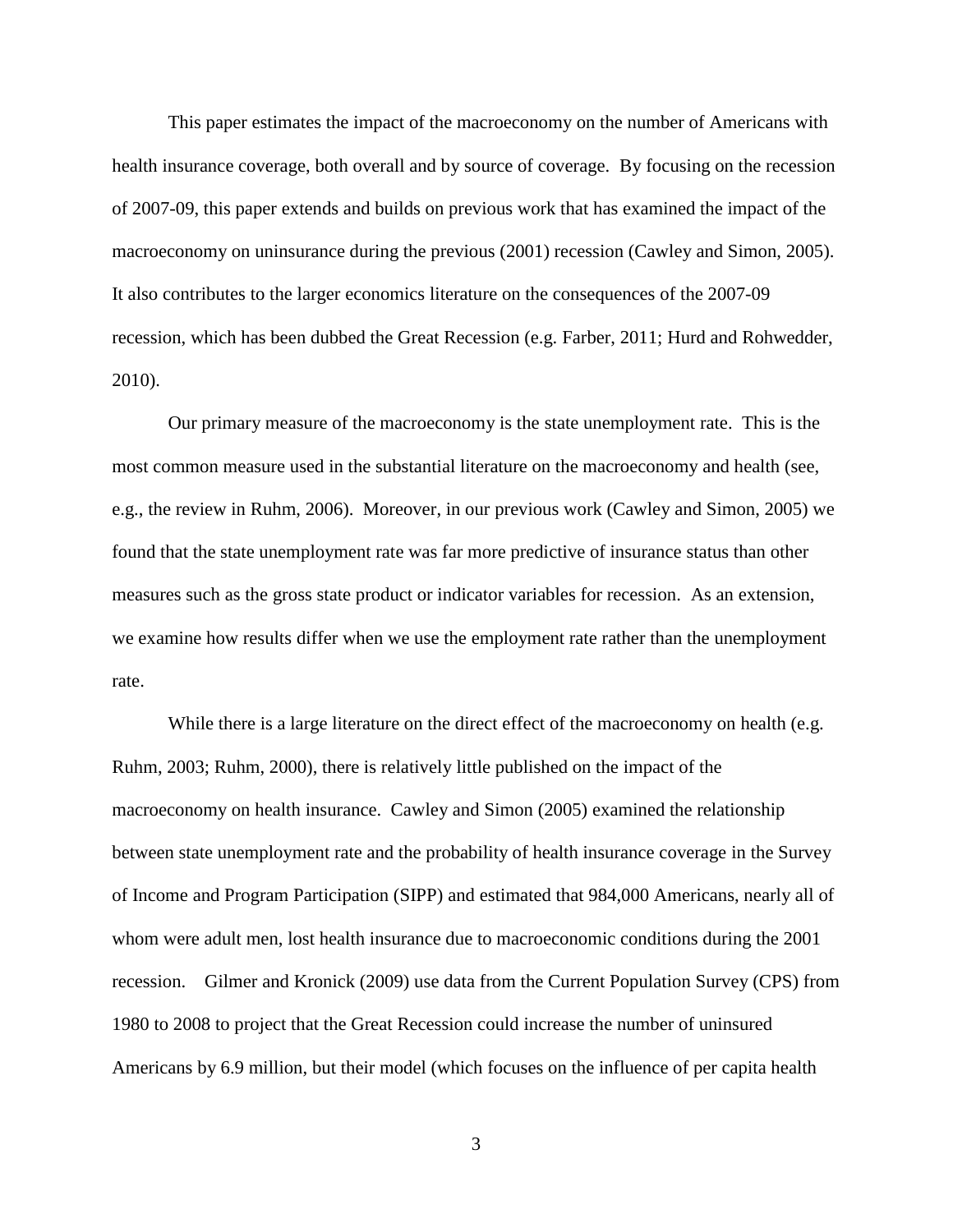This paper estimates the impact of the macroeconomy on the number of Americans with health insurance coverage, both overall and by source of coverage. By focusing on the recession of 2007-09, this paper extends and builds on previous work that has examined the impact of the macroeconomy on uninsurance during the previous (2001) recession (Cawley and Simon, 2005). It also contributes to the larger economics literature on the consequences of the 2007-09 recession, which has been dubbed the Great Recession (e.g. Farber, 2011; Hurd and Rohwedder, 2010).

Our primary measure of the macroeconomy is the state unemployment rate. This is the most common measure used in the substantial literature on the macroeconomy and health (see, e.g., the review in Ruhm, 2006). Moreover, in our previous work (Cawley and Simon, 2005) we found that the state unemployment rate was far more predictive of insurance status than other measures such as the gross state product or indicator variables for recession. As an extension, we examine how results differ when we use the employment rate rather than the unemployment rate.

While there is a large literature on the direct effect of the macroeconomy on health (e.g. Ruhm, 2003; Ruhm, 2000), there is relatively little published on the impact of the macroeconomy on health insurance. Cawley and Simon (2005) examined the relationship between state unemployment rate and the probability of health insurance coverage in the Survey of Income and Program Participation (SIPP) and estimated that 984,000 Americans, nearly all of whom were adult men, lost health insurance due to macroeconomic conditions during the 2001 recession. Gilmer and Kronick (2009) use data from the Current Population Survey (CPS) from 1980 to 2008 to project that the Great Recession could increase the number of uninsured Americans by 6.9 million, but their model (which focuses on the influence of per capita health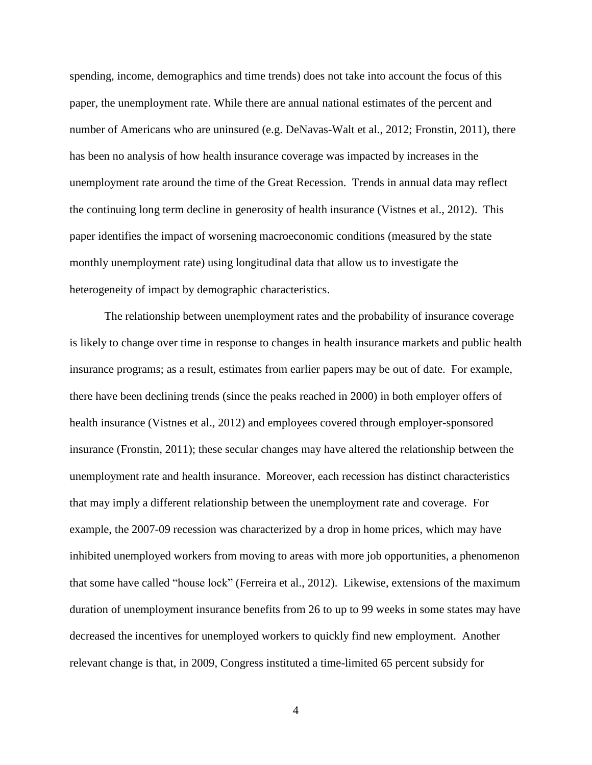spending, income, demographics and time trends) does not take into account the focus of this paper, the unemployment rate. While there are annual national estimates of the percent and number of Americans who are uninsured (e.g. DeNavas-Walt et al., 2012; Fronstin, 2011), there has been no analysis of how health insurance coverage was impacted by increases in the unemployment rate around the time of the Great Recession. Trends in annual data may reflect the continuing long term decline in generosity of health insurance (Vistnes et al., 2012). This paper identifies the impact of worsening macroeconomic conditions (measured by the state monthly unemployment rate) using longitudinal data that allow us to investigate the heterogeneity of impact by demographic characteristics.

The relationship between unemployment rates and the probability of insurance coverage is likely to change over time in response to changes in health insurance markets and public health insurance programs; as a result, estimates from earlier papers may be out of date. For example, there have been declining trends (since the peaks reached in 2000) in both employer offers of health insurance (Vistnes et al., 2012) and employees covered through employer-sponsored insurance (Fronstin, 2011); these secular changes may have altered the relationship between the unemployment rate and health insurance. Moreover, each recession has distinct characteristics that may imply a different relationship between the unemployment rate and coverage. For example, the 2007-09 recession was characterized by a drop in home prices, which may have inhibited unemployed workers from moving to areas with more job opportunities, a phenomenon that some have called "house lock" (Ferreira et al., 2012). Likewise, extensions of the maximum duration of unemployment insurance benefits from 26 to up to 99 weeks in some states may have decreased the incentives for unemployed workers to quickly find new employment. Another relevant change is that, in 2009, Congress instituted a time-limited 65 percent subsidy for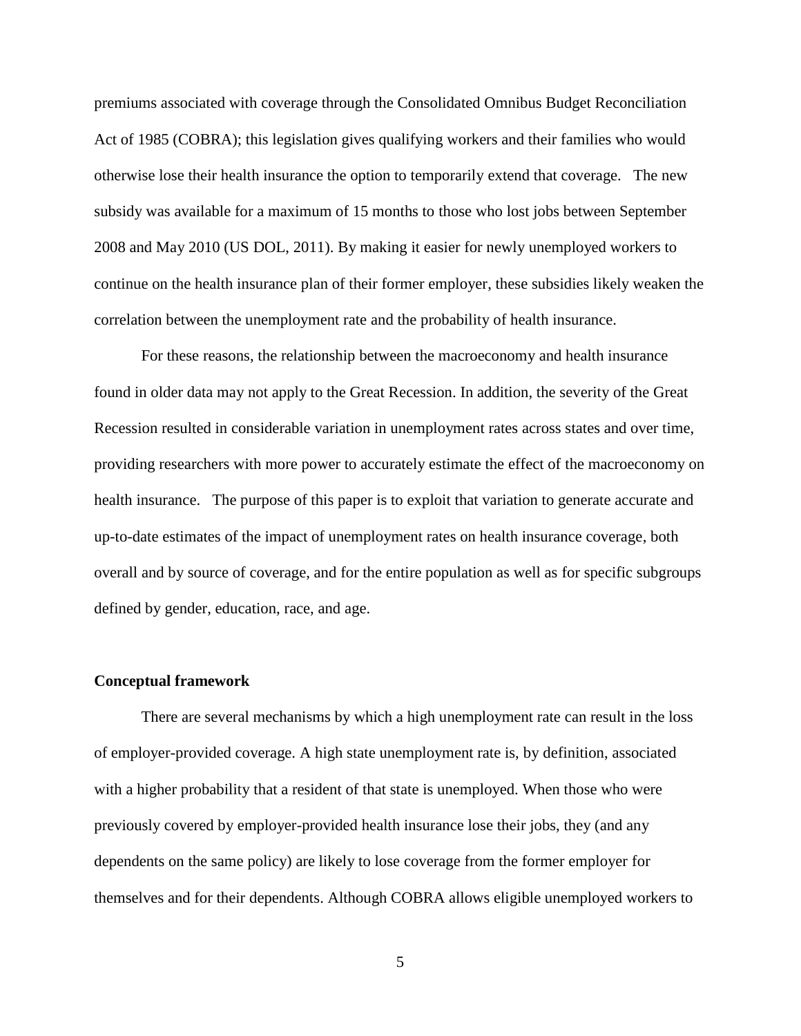premiums associated with coverage through the Consolidated Omnibus Budget Reconciliation Act of 1985 (COBRA); this legislation gives qualifying workers and their families who would otherwise lose their health insurance the option to temporarily extend that coverage. The new subsidy was available for a maximum of 15 months to those who lost jobs between September 2008 and May 2010 (US DOL, 2011). By making it easier for newly unemployed workers to continue on the health insurance plan of their former employer, these subsidies likely weaken the correlation between the unemployment rate and the probability of health insurance.

For these reasons, the relationship between the macroeconomy and health insurance found in older data may not apply to the Great Recession. In addition, the severity of the Great Recession resulted in considerable variation in unemployment rates across states and over time, providing researchers with more power to accurately estimate the effect of the macroeconomy on health insurance. The purpose of this paper is to exploit that variation to generate accurate and up-to-date estimates of the impact of unemployment rates on health insurance coverage, both overall and by source of coverage, and for the entire population as well as for specific subgroups defined by gender, education, race, and age.

**Conceptual framework**

There are several mechanisms by which a high unemployment rate can result in the loss of employer-provided coverage. A high state unemployment rate is, by definition, associated with a higher probability that a resident of that state is unemployed. When those who were previously covered by employer-provided health insurance lose their jobs, they (and any dependents on the same policy) are likely to lose coverage from the former employer for themselves and for their dependents. Although COBRA allows eligible unemployed workers to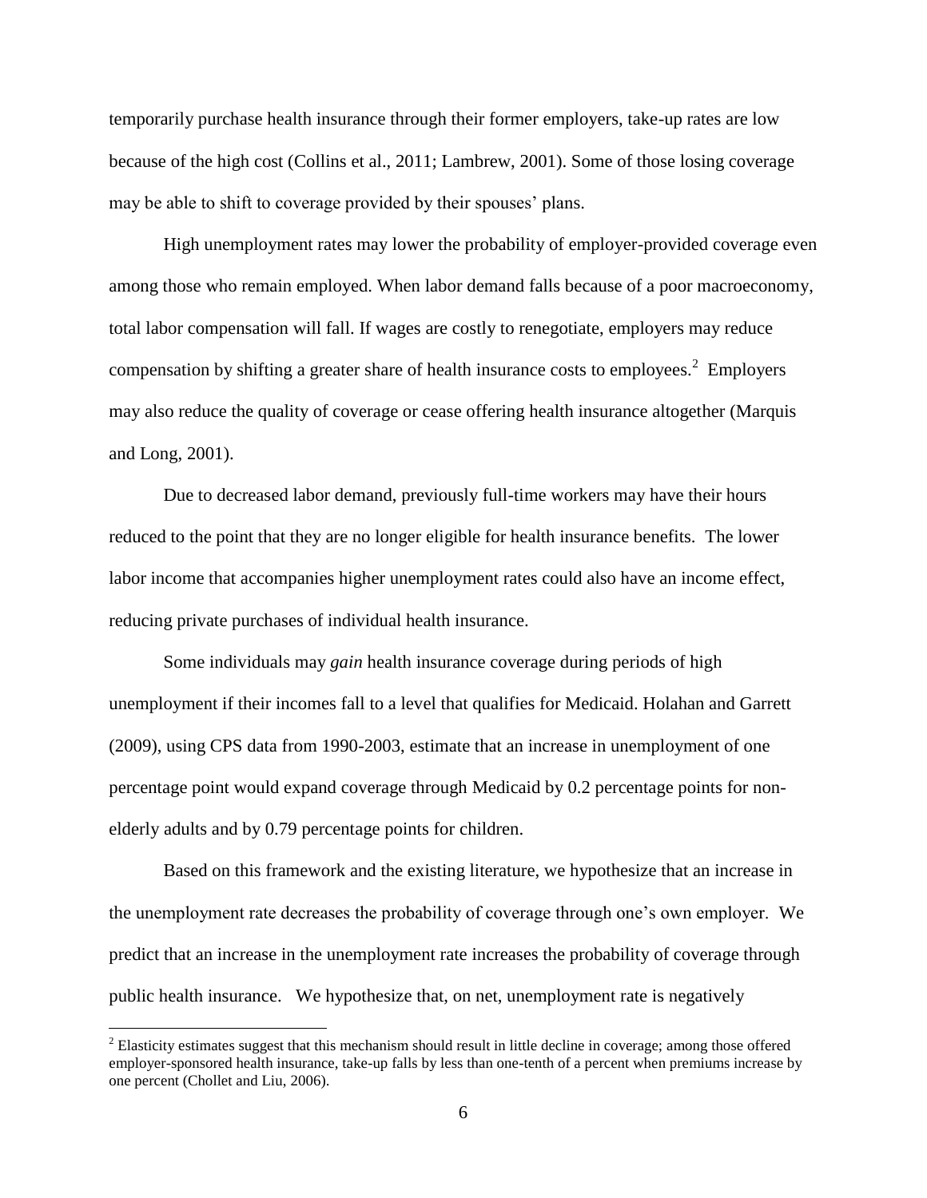temporarily purchase health insurance through their former employers, take-up rates are low because of the high cost (Collins et al., 2011; Lambrew, 2001). Some of those losing coverage may be able to shift to coverage provided by their spouses' plans.

High unemployment rates may lower the probability of employer-provided coverage even among those who remain employed. When labor demand falls because of a poor macroeconomy, total labor compensation will fall. If wages are costly to renegotiate, employers may reduce compensation by shifting a greater share of health insurance costs to employees.[2] Employers may also reduce the quality of coverage or cease offering health insurance altogether (Marquis and Long, 2001).

Due to decreased labor demand, previously full-time workers may have their hours reduced to the point that they are no longer eligible for health insurance benefits. The lower labor income that accompanies higher unemployment rates could also have an income effect, reducing private purchases of individual health insurance.

Some individuals may *gain* health insurance coverage during periods of high unemployment if their incomes fall to a level that qualifies for Medicaid. Holahan and Garrett (2009), using CPS data from 1990-2003, estimate that an increase in unemployment of one percentage point would expand coverage through Medicaid by 0.2 percentage points for non-elderly adults and by 0.79 percentage points for children.

Based on this framework and the existing literature, we hypothesize that an increase in the unemployment rate decreases the probability of coverage through one's own employer. We predict that an increase in the unemployment rate increases the probability of coverage through public health insurance. We hypothesize that, on net, unemployment rate is negatively

[2] Elasticity estimates suggest that this mechanism should result in little decline in coverage; among those offered employer-sponsored health insurance, take-up falls by less than one-tenth of a percent when premiums increase by one percent (Chollet and Liu, 2006).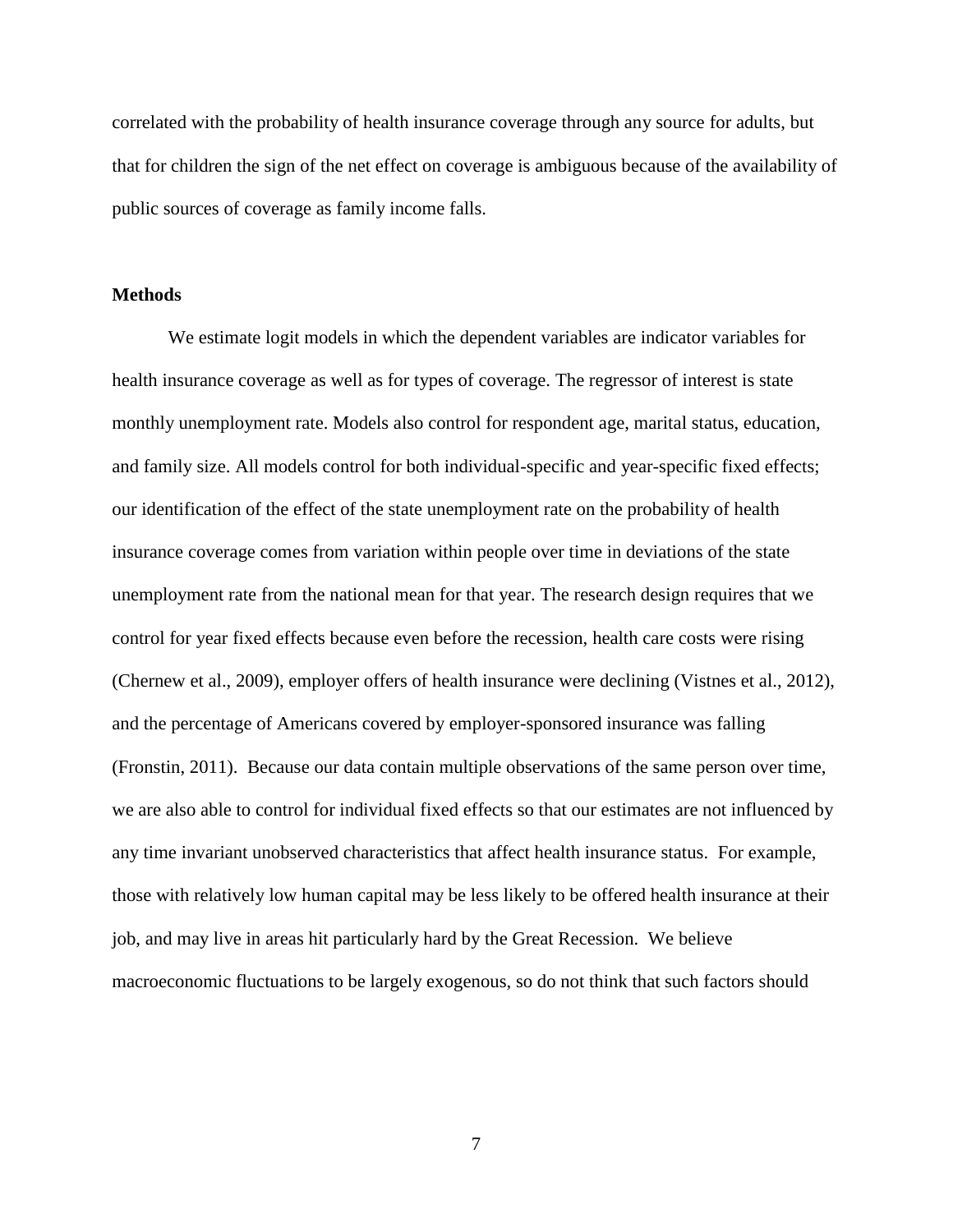correlated with the probability of health insurance coverage through any source for adults, but that for children the sign of the net effect on coverage is ambiguous because of the availability of public sources of coverage as family income falls.

### Methods

We estimate logit models in which the dependent variables are indicator variables for health insurance coverage as well as for types of coverage. The regressor of interest is state monthly unemployment rate. Models also control for respondent age, marital status, education, and family size. All models control for both individual-specific and year-specific fixed effects; our identification of the effect of the state unemployment rate on the probability of health insurance coverage comes from variation within people over time in deviations of the state unemployment rate from the national mean for that year. The research design requires that we control for year fixed effects because even before the recession, health care costs were rising (Chernew et al., 2009), employer offers of health insurance were declining (Vistnes et al., 2012), and the percentage of Americans covered by employer-sponsored insurance was falling (Fronstin, 2011). Because our data contain multiple observations of the same person over time, we are also able to control for individual fixed effects so that our estimates are not influenced by any time invariant unobserved characteristics that affect health insurance status. For example, those with relatively low human capital may be less likely to be offered health insurance at their job, and may live in areas hit particularly hard by the Great Recession. We believe macroeconomic fluctuations to be largely exogenous, so do not think that such factors should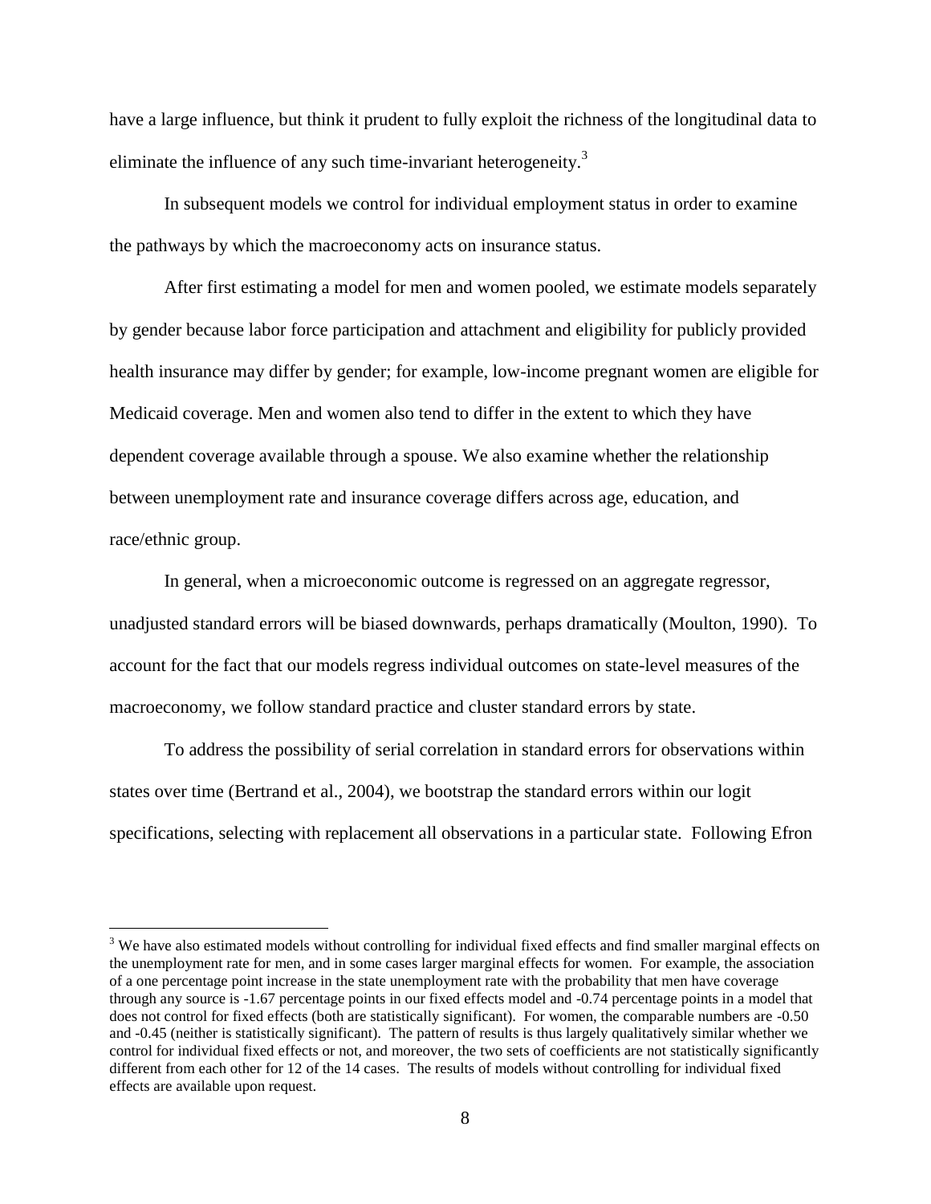have a large influence, but think it prudent to fully exploit the richness of the longitudinal data to eliminate the influence of any such time-invariant heterogeneity.[3]

In subsequent models we control for individual employment status in order to examine the pathways by which the macroeconomy acts on insurance status.

After first estimating a model for men and women pooled, we estimate models separately by gender because labor force participation and attachment and eligibility for publicly provided health insurance may differ by gender; for example, low-income pregnant women are eligible for Medicaid coverage. Men and women also tend to differ in the extent to which they have dependent coverage available through a spouse. We also examine whether the relationship between unemployment rate and insurance coverage differs across age, education, and race/ethnic group.

In general, when a microeconomic outcome is regressed on an aggregate regressor, unadjusted standard errors will be biased downwards, perhaps dramatically (Moulton, 1990). To account for the fact that our models regress individual outcomes on state-level measures of the macroeconomy, we follow standard practice and cluster standard errors by state.

To address the possibility of serial correlation in standard errors for observations within states over time (Bertrand et al., 2004), we bootstrap the standard errors within our logit specifications, selecting with replacement all observations in a particular state. Following Efron

[3] We have also estimated models without controlling for individual fixed effects and find smaller marginal effects on the unemployment rate for men, and in some cases larger marginal effects for women. For example, the association of a one percentage point increase in the state unemployment rate with the probability that men have coverage through any source is -1.67 percentage points in our fixed effects model and -0.74 percentage points in a model that does not control for fixed effects (both are statistically significant). For women, the comparable numbers are -0.50 and -0.45 (neither is statistically significant). The pattern of results is thus largely qualitatively similar whether we control for individual fixed effects or not, and moreover, the two sets of coefficients are not statistically significantly different from each other for 12 of the 14 cases. The results of models without controlling for individual fixed effects are available upon request.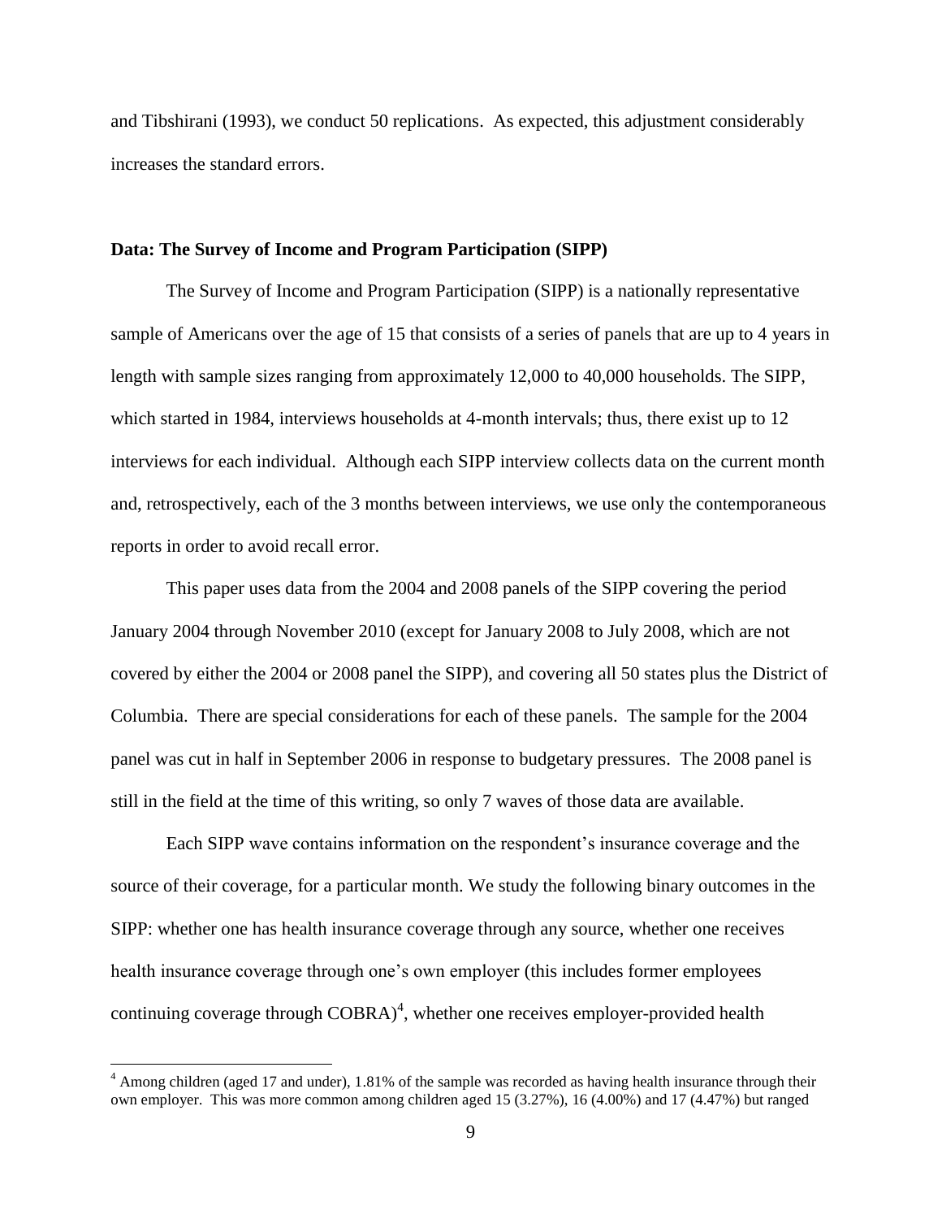and Tibshirani (1993), we conduct 50 replications. As expected, this adjustment considerably increases the standard errors.

**Data: The Survey of Income and Program Participation (SIPP)**

The Survey of Income and Program Participation (SIPP) is a nationally representative sample of Americans over the age of 15 that consists of a series of panels that are up to 4 years in length with sample sizes ranging from approximately 12,000 to 40,000 households. The SIPP, which started in 1984, interviews households at 4-month intervals; thus, there exist up to 12 interviews for each individual. Although each SIPP interview collects data on the current month and, retrospectively, each of the 3 months between interviews, we use only the contemporaneous reports in order to avoid recall error.

This paper uses data from the 2004 and 2008 panels of the SIPP covering the period January 2004 through November 2010 (except for January 2008 to July 2008, which are not covered by either the 2004 or 2008 panel the SIPP), and covering all 50 states plus the District of Columbia. There are special considerations for each of these panels. The sample for the 2004 panel was cut in half in September 2006 in response to budgetary pressures. The 2008 panel is still in the field at the time of this writing, so only 7 waves of those data are available.

Each SIPP wave contains information on the respondent's insurance coverage and the source of their coverage, for a particular month. We study the following binary outcomes in the SIPP: whether one has health insurance coverage through any source, whether one receives health insurance coverage through one's own employer (this includes former employees continuing coverage through COBRA)[4], whether one receives employer-provided health

[4] Among children (aged 17 and under), 1.81% of the sample was recorded as having health insurance through their own employer. This was more common among children aged 15 (3.27%), 16 (4.00%) and 17 (4.47%) but ranged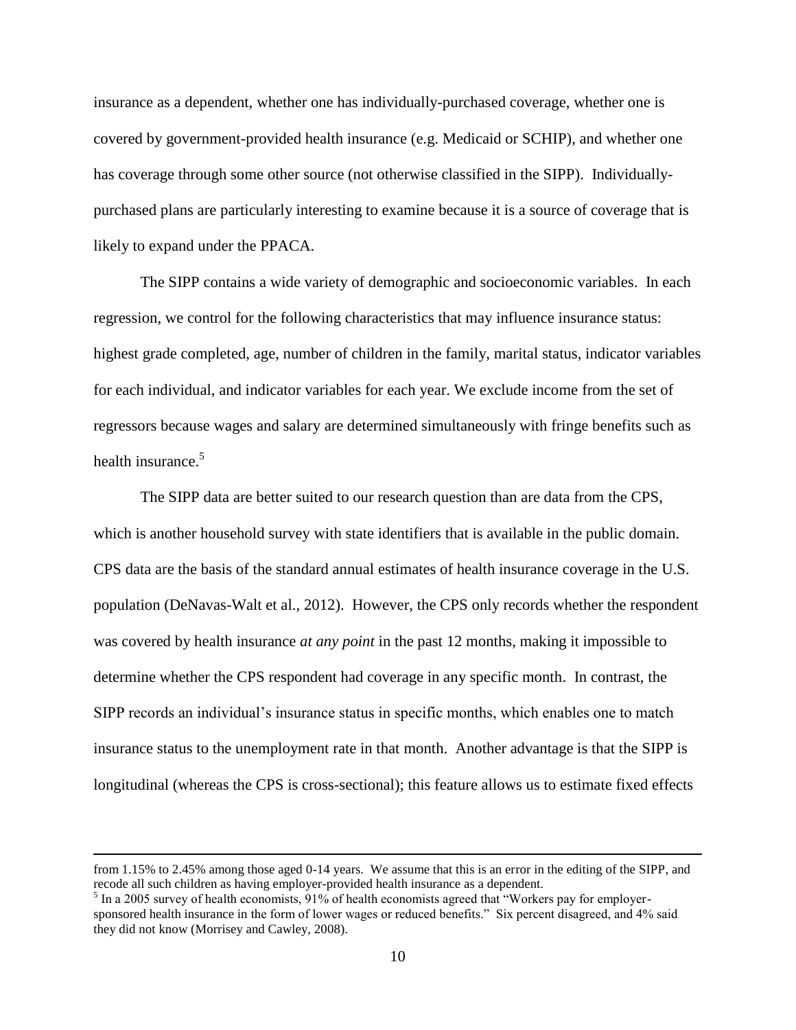insurance as a dependent, whether one has individually-purchased coverage, whether one is covered by government-provided health insurance (e.g. Medicaid or SCHIP), and whether one has coverage through some other source (not otherwise classified in the SIPP). Individually-purchased plans are particularly interesting to examine because it is a source of coverage that is likely to expand under the PPACA.

The SIPP contains a wide variety of demographic and socioeconomic variables. In each regression, we control for the following characteristics that may influence insurance status: highest grade completed, age, number of children in the family, marital status, indicator variables for each individual, and indicator variables for each year. We exclude income from the set of regressors because wages and salary are determined simultaneously with fringe benefits such as health insurance.[5]

The SIPP data are better suited to our research question than are data from the CPS, which is another household survey with state identifiers that is available in the public domain. CPS data are the basis of the standard annual estimates of health insurance coverage in the U.S. population (DeNavas-Walt et al., 2012). However, the CPS only records whether the respondent was covered by health insurance *at any point* in the past 12 months, making it impossible to determine whether the CPS respondent had coverage in any specific month. In contrast, the SIPP records an individual's insurance status in specific months, which enables one to match insurance status to the unemployment rate in that month. Another advantage is that the SIPP is longitudinal (whereas the CPS is cross-sectional); this feature allows us to estimate fixed effects

---

from 1.15% to 2.45% among those aged 0-14 years. We assume that this is an error in the editing of the SIPP, and recode all such children as having employer-provided health insurance as a dependent.

[5] In a 2005 survey of health economists, 91% of health economists agreed that "Workers pay for employer-sponsored health insurance in the form of lower wages or reduced benefits." Six percent disagreed, and 4% said they did not know (Morrisey and Cawley, 2008).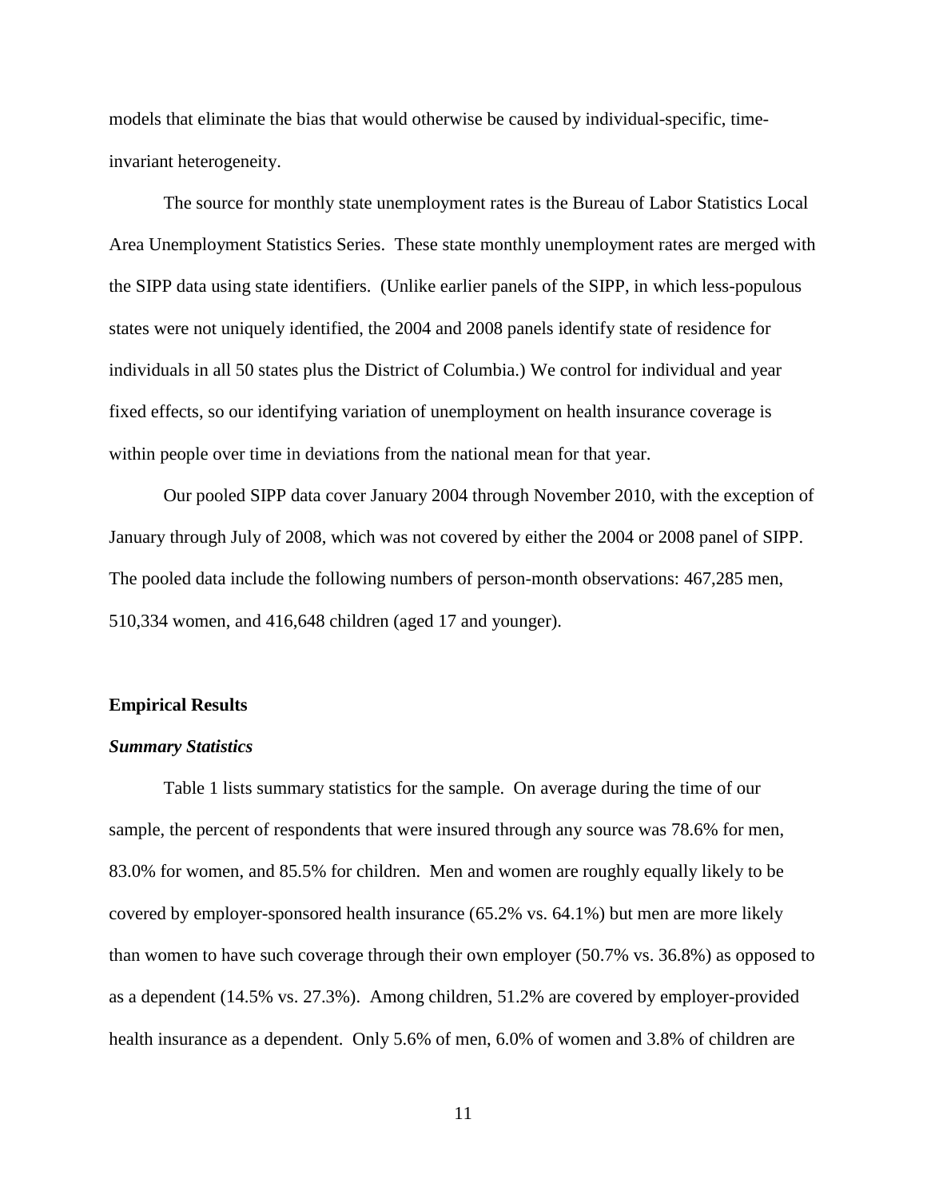models that eliminate the bias that would otherwise be caused by individual-specific, time-invariant heterogeneity.

The source for monthly state unemployment rates is the Bureau of Labor Statistics Local Area Unemployment Statistics Series. These state monthly unemployment rates are merged with the SIPP data using state identifiers. (Unlike earlier panels of the SIPP, in which less-populous states were not uniquely identified, the 2004 and 2008 panels identify state of residence for individuals in all 50 states plus the District of Columbia.) We control for individual and year fixed effects, so our identifying variation of unemployment on health insurance coverage is within people over time in deviations from the national mean for that year.

Our pooled SIPP data cover January 2004 through November 2010, with the exception of January through July of 2008, which was not covered by either the 2004 or 2008 panel of SIPP. The pooled data include the following numbers of person-month observations: 467,285 men, 510,334 women, and 416,648 children (aged 17 and younger).

## Empirical Results

### *Summary Statistics*

Table 1 lists summary statistics for the sample. On average during the time of our sample, the percent of respondents that were insured through any source was 78.6% for men, 83.0% for women, and 85.5% for children. Men and women are roughly equally likely to be covered by employer-sponsored health insurance (65.2% vs. 64.1%) but men are more likely than women to have such coverage through their own employer (50.7% vs. 36.8%) as opposed to as a dependent (14.5% vs. 27.3%). Among children, 51.2% are covered by employer-provided health insurance as a dependent. Only 5.6% of men, 6.0% of women and 3.8% of children are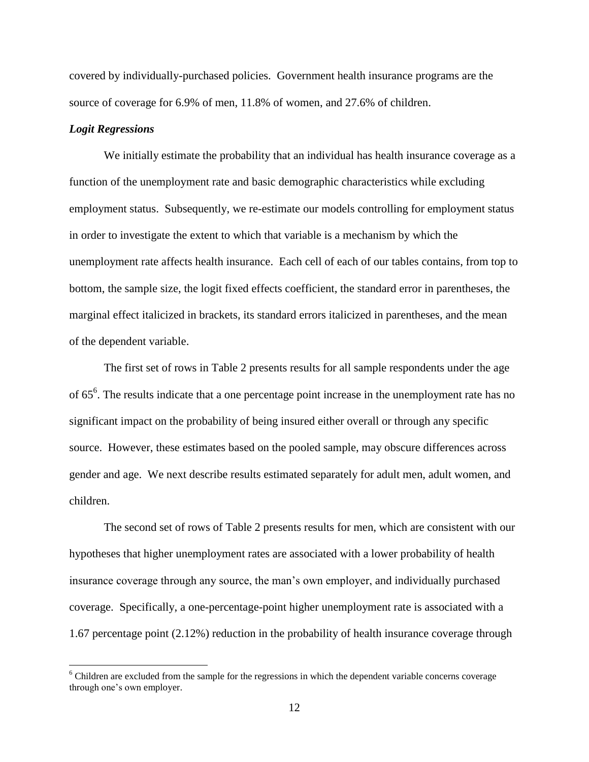covered by individually-purchased policies. Government health insurance programs are the source of coverage for 6.9% of men, 11.8% of women, and 27.6% of children.

***Logit Regressions***

We initially estimate the probability that an individual has health insurance coverage as a function of the unemployment rate and basic demographic characteristics while excluding employment status. Subsequently, we re-estimate our models controlling for employment status in order to investigate the extent to which that variable is a mechanism by which the unemployment rate affects health insurance. Each cell of each of our tables contains, from top to bottom, the sample size, the logit fixed effects coefficient, the standard error in parentheses, the marginal effect italicized in brackets, its standard errors italicized in parentheses, and the mean of the dependent variable.

The first set of rows in Table 2 presents results for all sample respondents under the age of 65[6]. The results indicate that a one percentage point increase in the unemployment rate has no significant impact on the probability of being insured either overall or through any specific source. However, these estimates based on the pooled sample, may obscure differences across gender and age. We next describe results estimated separately for adult men, adult women, and children.

The second set of rows of Table 2 presents results for men, which are consistent with our hypotheses that higher unemployment rates are associated with a lower probability of health insurance coverage through any source, the man's own employer, and individually purchased coverage. Specifically, a one-percentage-point higher unemployment rate is associated with a 1.67 percentage point (2.12%) reduction in the probability of health insurance coverage through

[6] Children are excluded from the sample for the regressions in which the dependent variable concerns coverage through one's own employer.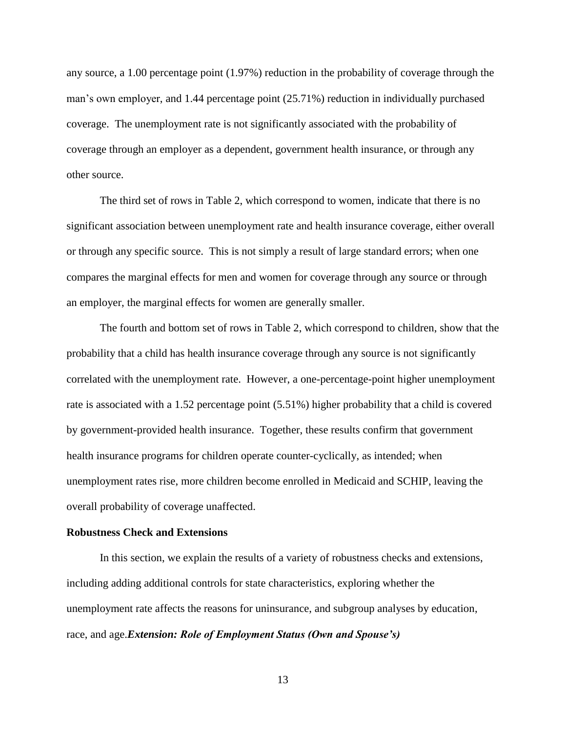any source, a 1.00 percentage point (1.97%) reduction in the probability of coverage through the man's own employer, and 1.44 percentage point (25.71%) reduction in individually purchased coverage. The unemployment rate is not significantly associated with the probability of coverage through an employer as a dependent, government health insurance, or through any other source.

The third set of rows in Table 2, which correspond to women, indicate that there is no significant association between unemployment rate and health insurance coverage, either overall or through any specific source. This is not simply a result of large standard errors; when one compares the marginal effects for men and women for coverage through any source or through an employer, the marginal effects for women are generally smaller.

The fourth and bottom set of rows in Table 2, which correspond to children, show that the probability that a child has health insurance coverage through any source is not significantly correlated with the unemployment rate. However, a one-percentage-point higher unemployment rate is associated with a 1.52 percentage point (5.51%) higher probability that a child is covered by government-provided health insurance. Together, these results confirm that government health insurance programs for children operate counter-cyclically, as intended; when unemployment rates rise, more children become enrolled in Medicaid and SCHIP, leaving the overall probability of coverage unaffected.

## Robustness Check and Extensions

In this section, we explain the results of a variety of robustness checks and extensions, including adding additional controls for state characteristics, exploring whether the unemployment rate affects the reasons for uninsurance, and subgroup analyses by education, race, and age.

### *Extension: Role of Employment Status (Own and Spouse's)*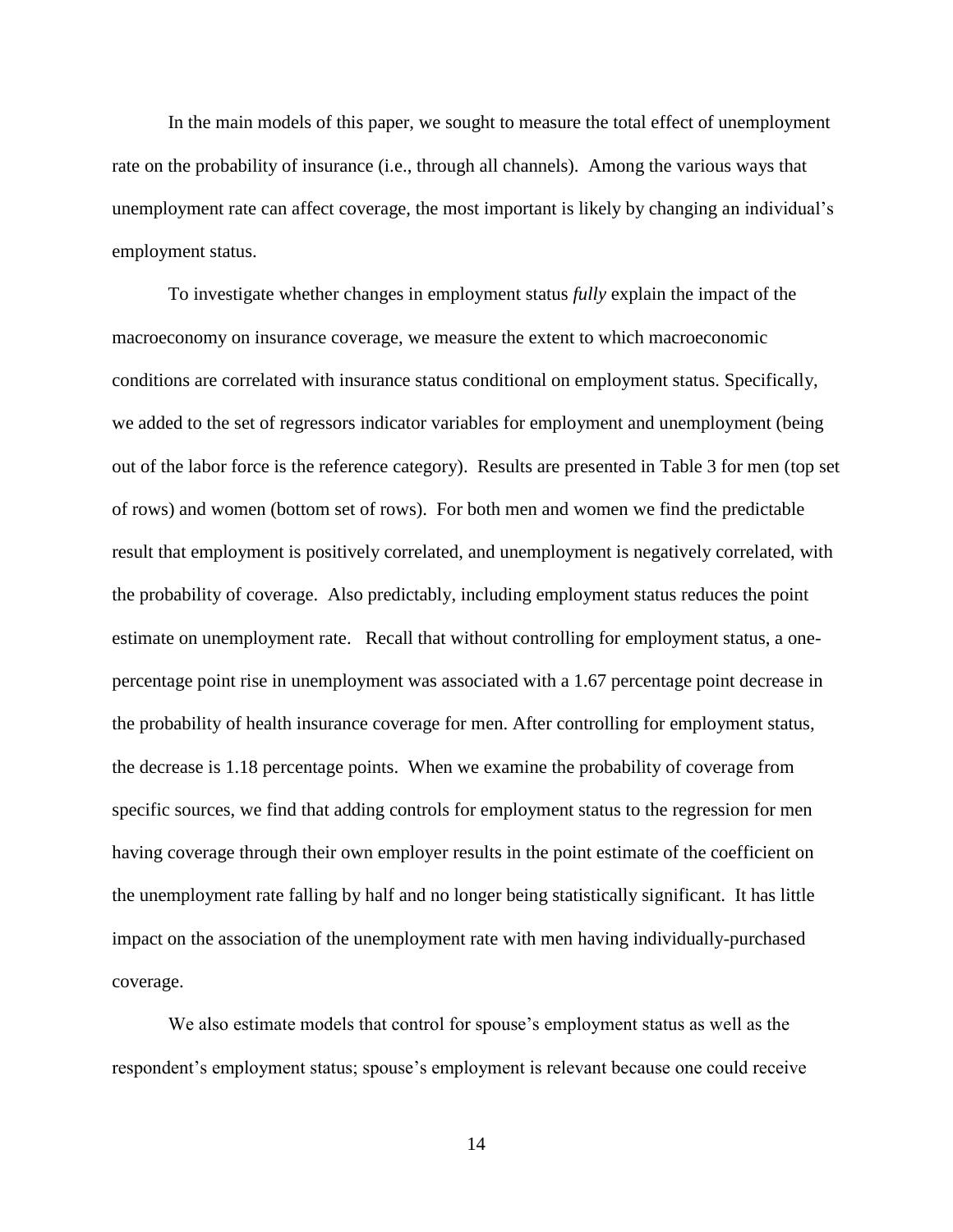In the main models of this paper, we sought to measure the total effect of unemployment rate on the probability of insurance (i.e., through all channels). Among the various ways that unemployment rate can affect coverage, the most important is likely by changing an individual's employment status.

To investigate whether changes in employment status *fully* explain the impact of the macroeconomy on insurance coverage, we measure the extent to which macroeconomic conditions are correlated with insurance status conditional on employment status. Specifically, we added to the set of regressors indicator variables for employment and unemployment (being out of the labor force is the reference category). Results are presented in Table 3 for men (top set of rows) and women (bottom set of rows). For both men and women we find the predictable result that employment is positively correlated, and unemployment is negatively correlated, with the probability of coverage. Also predictably, including employment status reduces the point estimate on unemployment rate. Recall that without controlling for employment status, a one-percentage point rise in unemployment was associated with a 1.67 percentage point decrease in the probability of health insurance coverage for men. After controlling for employment status, the decrease is 1.18 percentage points. When we examine the probability of coverage from specific sources, we find that adding controls for employment status to the regression for men having coverage through their own employer results in the point estimate of the coefficient on the unemployment rate falling by half and no longer being statistically significant. It has little impact on the association of the unemployment rate with men having individually-purchased coverage.

We also estimate models that control for spouse's employment status as well as the respondent's employment status; spouse's employment is relevant because one could receive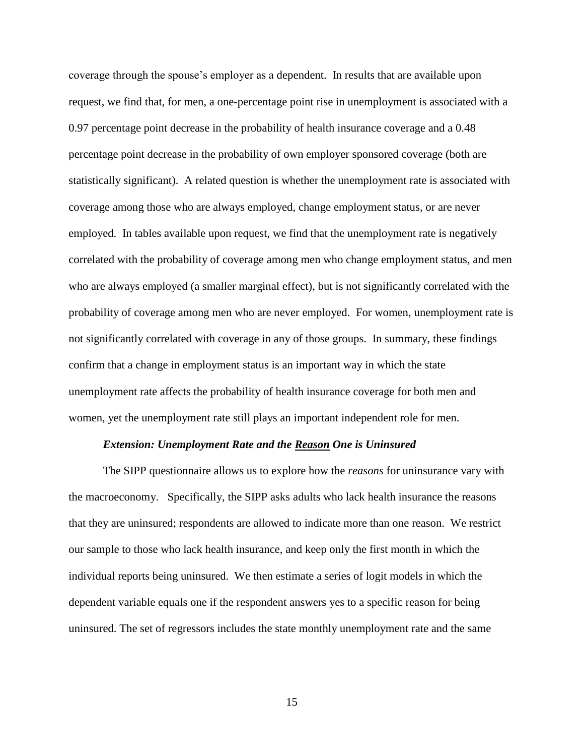coverage through the spouse's employer as a dependent. In results that are available upon request, we find that, for men, a one-percentage point rise in unemployment is associated with a 0.97 percentage point decrease in the probability of health insurance coverage and a 0.48 percentage point decrease in the probability of own employer sponsored coverage (both are statistically significant). A related question is whether the unemployment rate is associated with coverage among those who are always employed, change employment status, or are never employed. In tables available upon request, we find that the unemployment rate is negatively correlated with the probability of coverage among men who change employment status, and men who are always employed (a smaller marginal effect), but is not significantly correlated with the probability of coverage among men who are never employed. For women, unemployment rate is not significantly correlated with coverage in any of those groups. In summary, these findings confirm that a change in employment status is an important way in which the state unemployment rate affects the probability of health insurance coverage for both men and women, yet the unemployment rate still plays an important independent role for men.

***Extension: Unemployment Rate and the <u>Reason</u> One is Uninsured***

The SIPP questionnaire allows us to explore how the *reasons* for uninsurance vary with the macroeconomy. Specifically, the SIPP asks adults who lack health insurance the reasons that they are uninsured; respondents are allowed to indicate more than one reason. We restrict our sample to those who lack health insurance, and keep only the first month in which the individual reports being uninsured. We then estimate a series of logit models in which the dependent variable equals one if the respondent answers yes to a specific reason for being uninsured. The set of regressors includes the state monthly unemployment rate and the same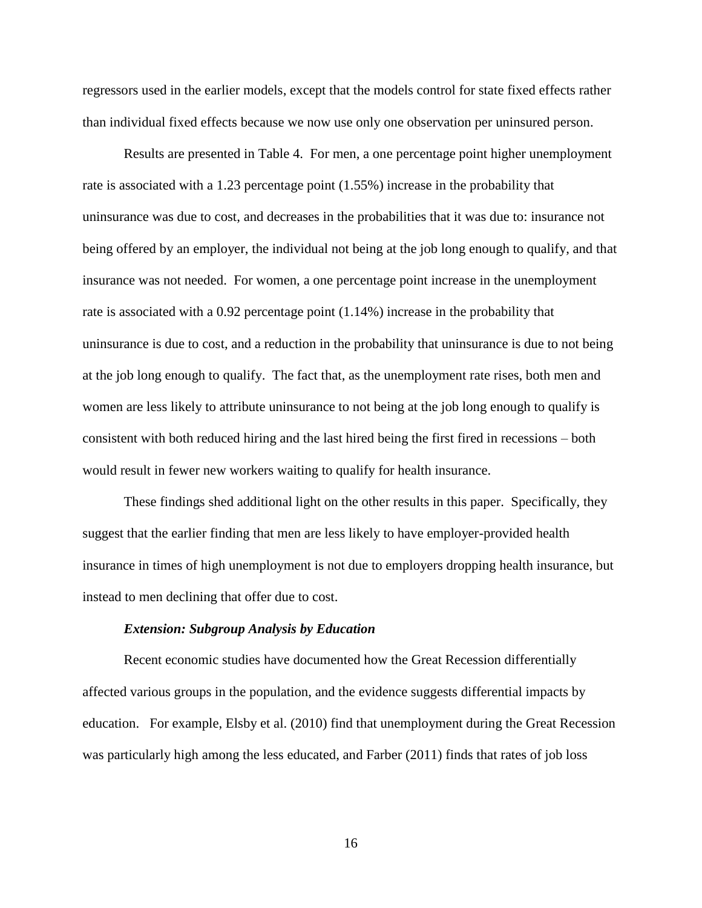regressors used in the earlier models, except that the models control for state fixed effects rather than individual fixed effects because we now use only one observation per uninsured person.

Results are presented in Table 4. For men, a one percentage point higher unemployment rate is associated with a 1.23 percentage point (1.55%) increase in the probability that uninsurance was due to cost, and decreases in the probabilities that it was due to: insurance not being offered by an employer, the individual not being at the job long enough to qualify, and that insurance was not needed. For women, a one percentage point increase in the unemployment rate is associated with a 0.92 percentage point (1.14%) increase in the probability that uninsurance is due to cost, and a reduction in the probability that uninsurance is due to not being at the job long enough to qualify. The fact that, as the unemployment rate rises, both men and women are less likely to attribute uninsurance to not being at the job long enough to qualify is consistent with both reduced hiring and the last hired being the first fired in recessions – both would result in fewer new workers waiting to qualify for health insurance.

These findings shed additional light on the other results in this paper. Specifically, they suggest that the earlier finding that men are less likely to have employer-provided health insurance in times of high unemployment is not due to employers dropping health insurance, but instead to men declining that offer due to cost.

***Extension: Subgroup Analysis by Education***

Recent economic studies have documented how the Great Recession differentially affected various groups in the population, and the evidence suggests differential impacts by education. For example, Elsby et al. (2010) find that unemployment during the Great Recession was particularly high among the less educated, and Farber (2011) finds that rates of job loss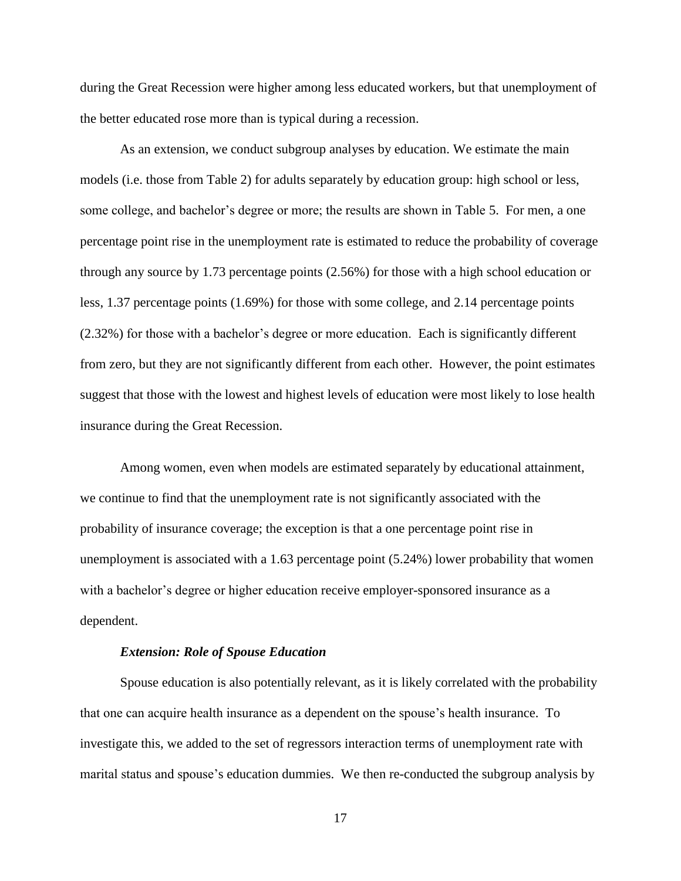during the Great Recession were higher among less educated workers, but that unemployment of the better educated rose more than is typical during a recession.

As an extension, we conduct subgroup analyses by education. We estimate the main models (i.e. those from Table 2) for adults separately by education group: high school or less, some college, and bachelor's degree or more; the results are shown in Table 5. For men, a one percentage point rise in the unemployment rate is estimated to reduce the probability of coverage through any source by 1.73 percentage points (2.56%) for those with a high school education or less, 1.37 percentage points (1.69%) for those with some college, and 2.14 percentage points (2.32%) for those with a bachelor's degree or more education. Each is significantly different from zero, but they are not significantly different from each other. However, the point estimates suggest that those with the lowest and highest levels of education were most likely to lose health insurance during the Great Recession.

Among women, even when models are estimated separately by educational attainment, we continue to find that the unemployment rate is not significantly associated with the probability of insurance coverage; the exception is that a one percentage point rise in unemployment is associated with a 1.63 percentage point (5.24%) lower probability that women with a bachelor's degree or higher education receive employer-sponsored insurance as a dependent.

### *Extension: Role of Spouse Education*

Spouse education is also potentially relevant, as it is likely correlated with the probability that one can acquire health insurance as a dependent on the spouse's health insurance. To investigate this, we added to the set of regressors interaction terms of unemployment rate with marital status and spouse's education dummies. We then re-conducted the subgroup analysis by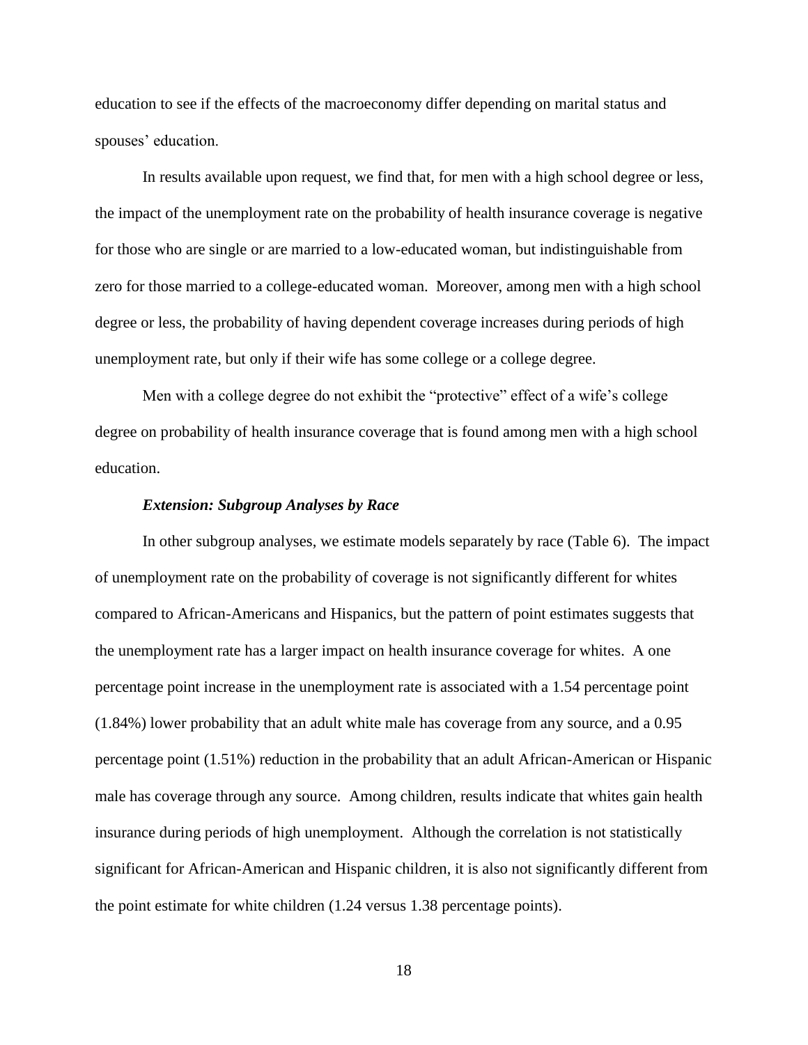education to see if the effects of the macroeconomy differ depending on marital status and spouses' education.

In results available upon request, we find that, for men with a high school degree or less, the impact of the unemployment rate on the probability of health insurance coverage is negative for those who are single or are married to a low-educated woman, but indistinguishable from zero for those married to a college-educated woman. Moreover, among men with a high school degree or less, the probability of having dependent coverage increases during periods of high unemployment rate, but only if their wife has some college or a college degree.

Men with a college degree do not exhibit the "protective" effect of a wife's college degree on probability of health insurance coverage that is found among men with a high school education.

***Extension: Subgroup Analyses by Race***

In other subgroup analyses, we estimate models separately by race (Table 6). The impact of unemployment rate on the probability of coverage is not significantly different for whites compared to African-Americans and Hispanics, but the pattern of point estimates suggests that the unemployment rate has a larger impact on health insurance coverage for whites. A one percentage point increase in the unemployment rate is associated with a 1.54 percentage point (1.84%) lower probability that an adult white male has coverage from any source, and a 0.95 percentage point (1.51%) reduction in the probability that an adult African-American or Hispanic male has coverage through any source. Among children, results indicate that whites gain health insurance during periods of high unemployment. Although the correlation is not statistically significant for African-American and Hispanic children, it is also not significantly different from the point estimate for white children (1.24 versus 1.38 percentage points).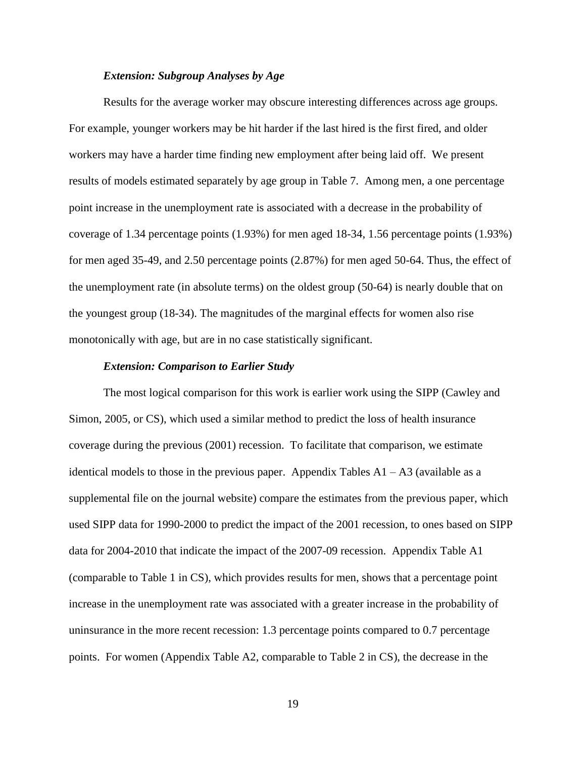### *Extension: Subgroup Analyses by Age*

Results for the average worker may obscure interesting differences across age groups. For example, younger workers may be hit harder if the last hired is the first fired, and older workers may have a harder time finding new employment after being laid off. We present results of models estimated separately by age group in Table 7. Among men, a one percentage point increase in the unemployment rate is associated with a decrease in the probability of coverage of 1.34 percentage points (1.93%) for men aged 18-34, 1.56 percentage points (1.93%) for men aged 35-49, and 2.50 percentage points (2.87%) for men aged 50-64. Thus, the effect of the unemployment rate (in absolute terms) on the oldest group (50-64) is nearly double that on the youngest group (18-34). The magnitudes of the marginal effects for women also rise monotonically with age, but are in no case statistically significant.

### *Extension: Comparison to Earlier Study*

The most logical comparison for this work is earlier work using the SIPP (Cawley and Simon, 2005, or CS), which used a similar method to predict the loss of health insurance coverage during the previous (2001) recession. To facilitate that comparison, we estimate identical models to those in the previous paper. Appendix Tables A1 – A3 (available as a supplemental file on the journal website) compare the estimates from the previous paper, which used SIPP data for 1990-2000 to predict the impact of the 2001 recession, to ones based on SIPP data for 2004-2010 that indicate the impact of the 2007-09 recession. Appendix Table A1 (comparable to Table 1 in CS), which provides results for men, shows that a percentage point increase in the unemployment rate was associated with a greater increase in the probability of uninsurance in the more recent recession: 1.3 percentage points compared to 0.7 percentage points. For women (Appendix Table A2, comparable to Table 2 in CS), the decrease in the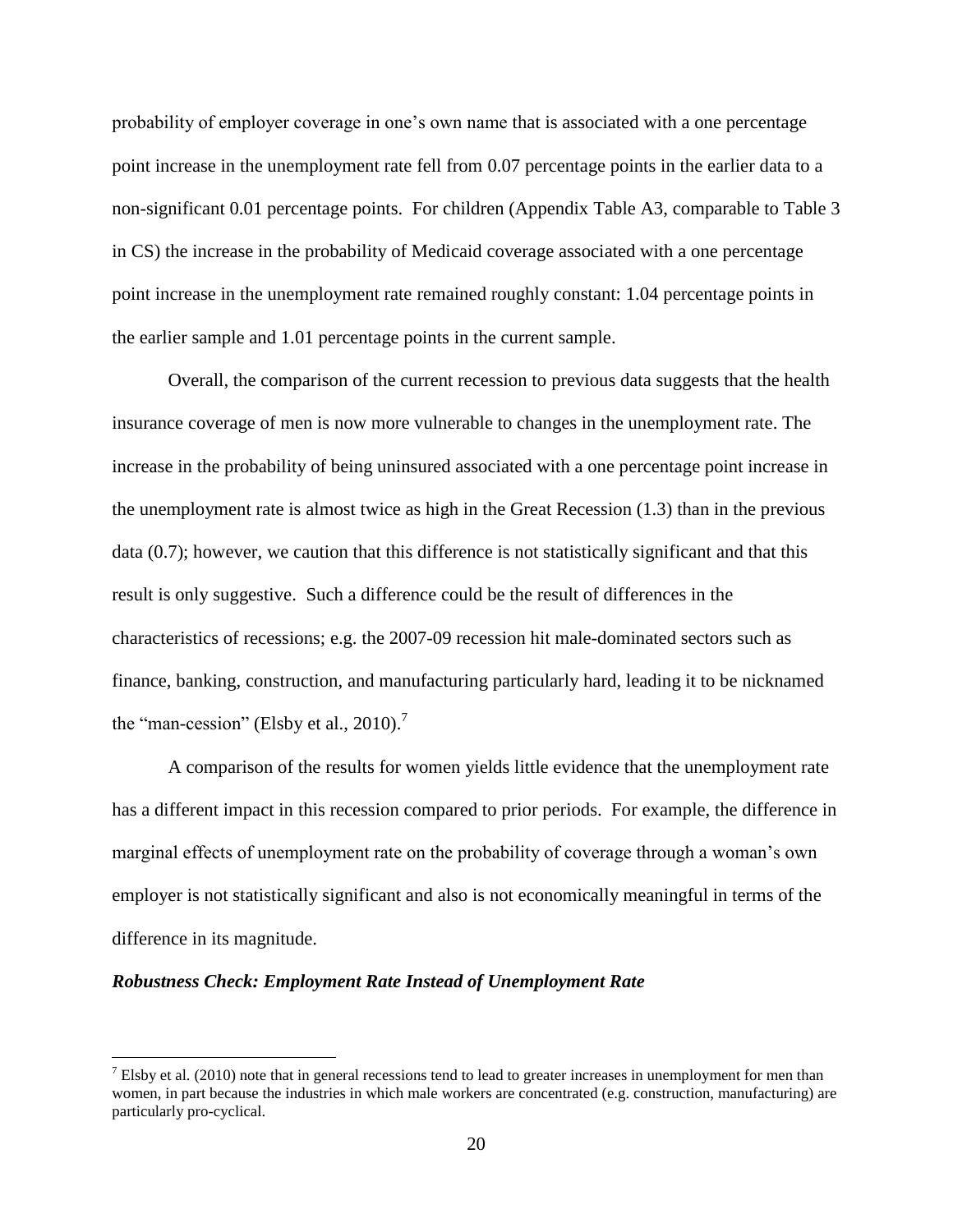probability of employer coverage in one's own name that is associated with a one percentage point increase in the unemployment rate fell from 0.07 percentage points in the earlier data to a non-significant 0.01 percentage points. For children (Appendix Table A3, comparable to Table 3 in CS) the increase in the probability of Medicaid coverage associated with a one percentage point increase in the unemployment rate remained roughly constant: 1.04 percentage points in the earlier sample and 1.01 percentage points in the current sample.

Overall, the comparison of the current recession to previous data suggests that the health insurance coverage of men is now more vulnerable to changes in the unemployment rate. The increase in the probability of being uninsured associated with a one percentage point increase in the unemployment rate is almost twice as high in the Great Recession (1.3) than in the previous data (0.7); however, we caution that this difference is not statistically significant and that this result is only suggestive. Such a difference could be the result of differences in the characteristics of recessions; e.g. the 2007-09 recession hit male-dominated sectors such as finance, banking, construction, and manufacturing particularly hard, leading it to be nicknamed the "man-cession" (Elsby et al., 2010).[7]

A comparison of the results for women yields little evidence that the unemployment rate has a different impact in this recession compared to prior periods. For example, the difference in marginal effects of unemployment rate on the probability of coverage through a woman's own employer is not statistically significant and also is not economically meaningful in terms of the difference in its magnitude.

***Robustness Check: Employment Rate Instead of Unemployment Rate***

[7] Elsby et al. (2010) note that in general recessions tend to lead to greater increases in unemployment for men than women, in part because the industries in which male workers are concentrated (e.g. construction, manufacturing) are particularly pro-cyclical.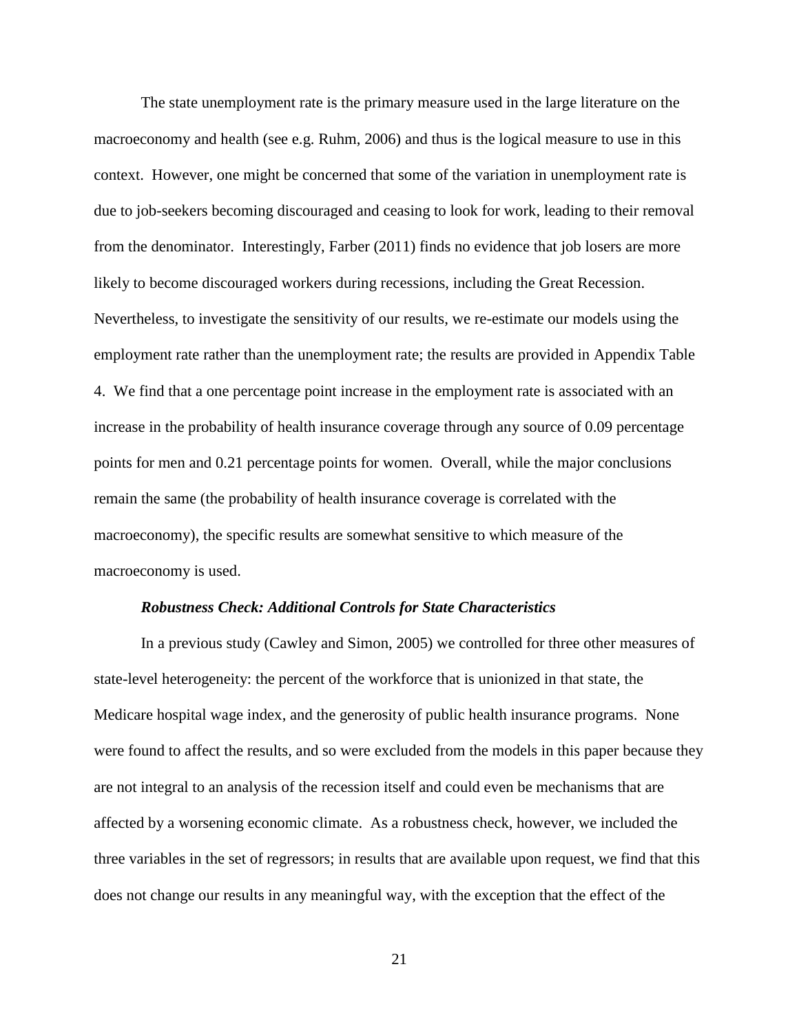The state unemployment rate is the primary measure used in the large literature on the macroeconomy and health (see e.g. Ruhm, 2006) and thus is the logical measure to use in this context. However, one might be concerned that some of the variation in unemployment rate is due to job-seekers becoming discouraged and ceasing to look for work, leading to their removal from the denominator. Interestingly, Farber (2011) finds no evidence that job losers are more likely to become discouraged workers during recessions, including the Great Recession. Nevertheless, to investigate the sensitivity of our results, we re-estimate our models using the employment rate rather than the unemployment rate; the results are provided in Appendix Table 4. We find that a one percentage point increase in the employment rate is associated with an increase in the probability of health insurance coverage through any source of 0.09 percentage points for men and 0.21 percentage points for women. Overall, while the major conclusions remain the same (the probability of health insurance coverage is correlated with the macroeconomy), the specific results are somewhat sensitive to which measure of the macroeconomy is used.

***Robustness Check: Additional Controls for State Characteristics***

In a previous study (Cawley and Simon, 2005) we controlled for three other measures of state-level heterogeneity: the percent of the workforce that is unionized in that state, the Medicare hospital wage index, and the generosity of public health insurance programs. None were found to affect the results, and so were excluded from the models in this paper because they are not integral to an analysis of the recession itself and could even be mechanisms that are affected by a worsening economic climate. As a robustness check, however, we included the three variables in the set of regressors; in results that are available upon request, we find that this does not change our results in any meaningful way, with the exception that the effect of the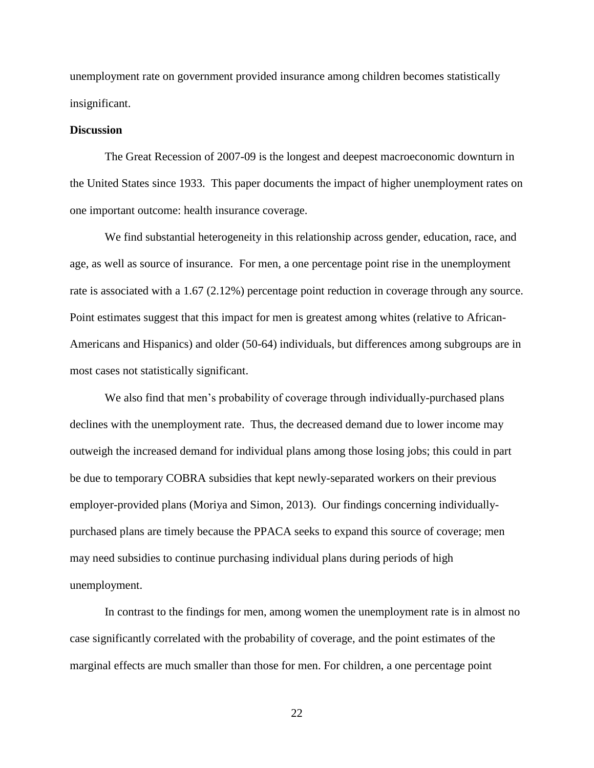unemployment rate on government provided insurance among children becomes statistically insignificant.

**Discussion**

The Great Recession of 2007-09 is the longest and deepest macroeconomic downturn in the United States since 1933. This paper documents the impact of higher unemployment rates on one important outcome: health insurance coverage.

We find substantial heterogeneity in this relationship across gender, education, race, and age, as well as source of insurance. For men, a one percentage point rise in the unemployment rate is associated with a 1.67 (2.12%) percentage point reduction in coverage through any source. Point estimates suggest that this impact for men is greatest among whites (relative to African-Americans and Hispanics) and older (50-64) individuals, but differences among subgroups are in most cases not statistically significant.

We also find that men's probability of coverage through individually-purchased plans declines with the unemployment rate. Thus, the decreased demand due to lower income may outweigh the increased demand for individual plans among those losing jobs; this could in part be due to temporary COBRA subsidies that kept newly-separated workers on their previous employer-provided plans (Moriya and Simon, 2013). Our findings concerning individually-purchased plans are timely because the PPACA seeks to expand this source of coverage; men may need subsidies to continue purchasing individual plans during periods of high unemployment.

In contrast to the findings for men, among women the unemployment rate is in almost no case significantly correlated with the probability of coverage, and the point estimates of the marginal effects are much smaller than those for men. For children, a one percentage point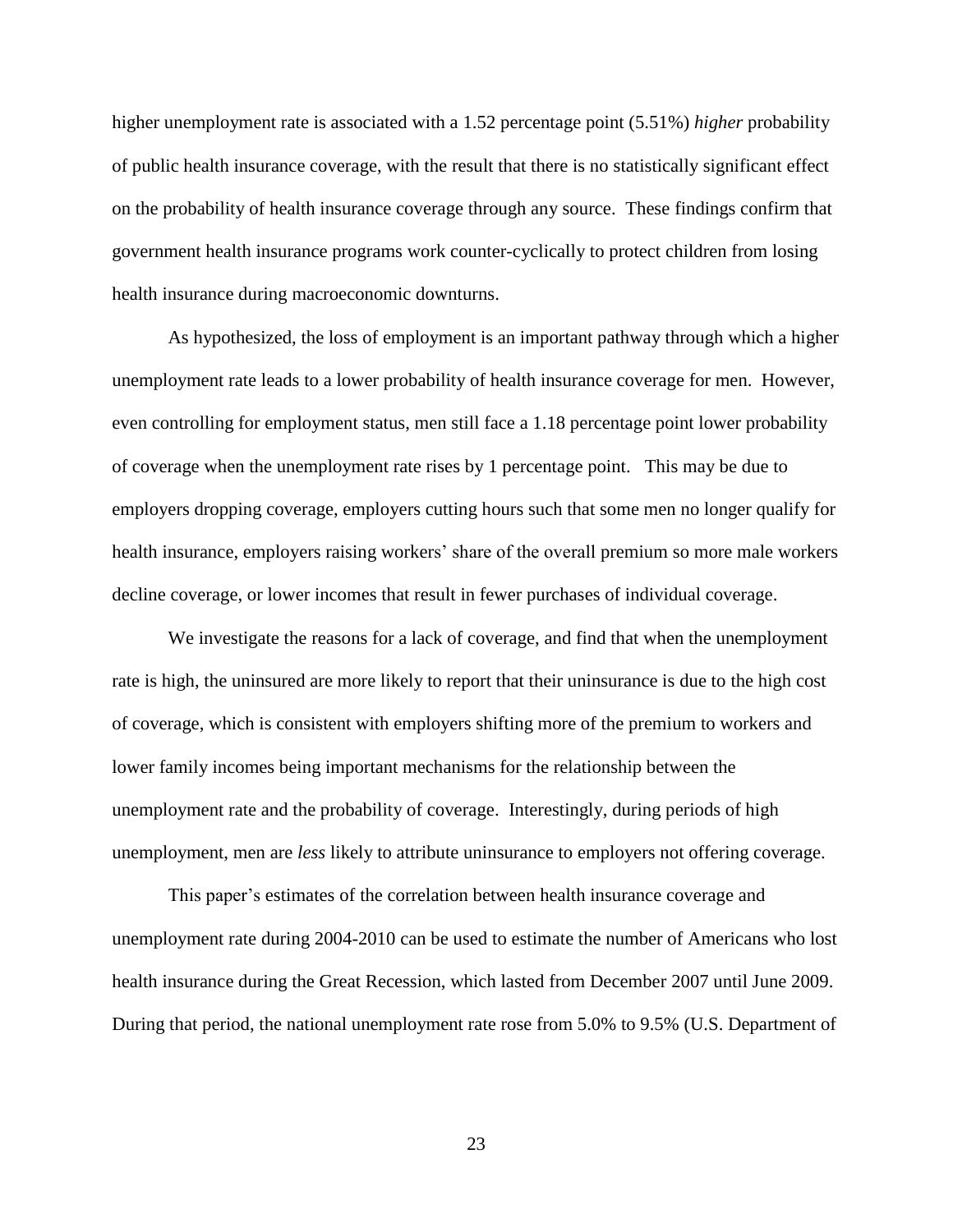higher unemployment rate is associated with a 1.52 percentage point (5.51%) *higher* probability of public health insurance coverage, with the result that there is no statistically significant effect on the probability of health insurance coverage through any source. These findings confirm that government health insurance programs work counter-cyclically to protect children from losing health insurance during macroeconomic downturns.

As hypothesized, the loss of employment is an important pathway through which a higher unemployment rate leads to a lower probability of health insurance coverage for men. However, even controlling for employment status, men still face a 1.18 percentage point lower probability of coverage when the unemployment rate rises by 1 percentage point. This may be due to employers dropping coverage, employers cutting hours such that some men no longer qualify for health insurance, employers raising workers' share of the overall premium so more male workers decline coverage, or lower incomes that result in fewer purchases of individual coverage.

We investigate the reasons for a lack of coverage, and find that when the unemployment rate is high, the uninsured are more likely to report that their uninsurance is due to the high cost of coverage, which is consistent with employers shifting more of the premium to workers and lower family incomes being important mechanisms for the relationship between the unemployment rate and the probability of coverage. Interestingly, during periods of high unemployment, men are *less* likely to attribute uninsurance to employers not offering coverage.

This paper's estimates of the correlation between health insurance coverage and unemployment rate during 2004-2010 can be used to estimate the number of Americans who lost health insurance during the Great Recession, which lasted from December 2007 until June 2009. During that period, the national unemployment rate rose from 5.0% to 9.5% (U.S. Department of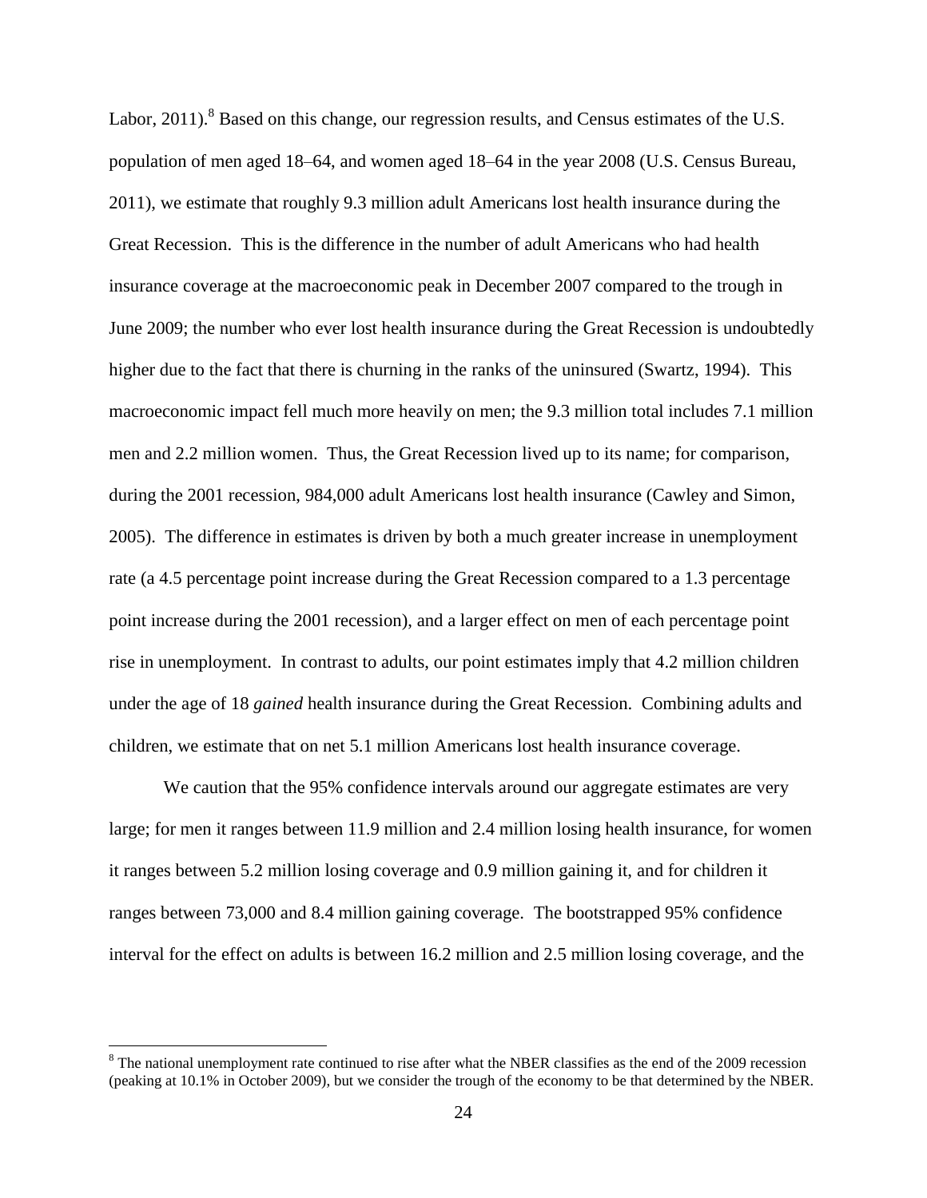Labor, 2011).[8] Based on this change, our regression results, and Census estimates of the U.S. population of men aged 18–64, and women aged 18–64 in the year 2008 (U.S. Census Bureau, 2011), we estimate that roughly 9.3 million adult Americans lost health insurance during the Great Recession. This is the difference in the number of adult Americans who had health insurance coverage at the macroeconomic peak in December 2007 compared to the trough in June 2009; the number who ever lost health insurance during the Great Recession is undoubtedly higher due to the fact that there is churning in the ranks of the uninsured (Swartz, 1994). This macroeconomic impact fell much more heavily on men; the 9.3 million total includes 7.1 million men and 2.2 million women. Thus, the Great Recession lived up to its name; for comparison, during the 2001 recession, 984,000 adult Americans lost health insurance (Cawley and Simon, 2005). The difference in estimates is driven by both a much greater increase in unemployment rate (a 4.5 percentage point increase during the Great Recession compared to a 1.3 percentage point increase during the 2001 recession), and a larger effect on men of each percentage point rise in unemployment. In contrast to adults, our point estimates imply that 4.2 million children under the age of 18 *gained* health insurance during the Great Recession. Combining adults and children, we estimate that on net 5.1 million Americans lost health insurance coverage.

We caution that the 95% confidence intervals around our aggregate estimates are very large; for men it ranges between 11.9 million and 2.4 million losing health insurance, for women it ranges between 5.2 million losing coverage and 0.9 million gaining it, and for children it ranges between 73,000 and 8.4 million gaining coverage. The bootstrapped 95% confidence interval for the effect on adults is between 16.2 million and 2.5 million losing coverage, and the

[8] The national unemployment rate continued to rise after what the NBER classifies as the end of the 2009 recession (peaking at 10.1% in October 2009), but we consider the trough of the economy to be that determined by the NBER.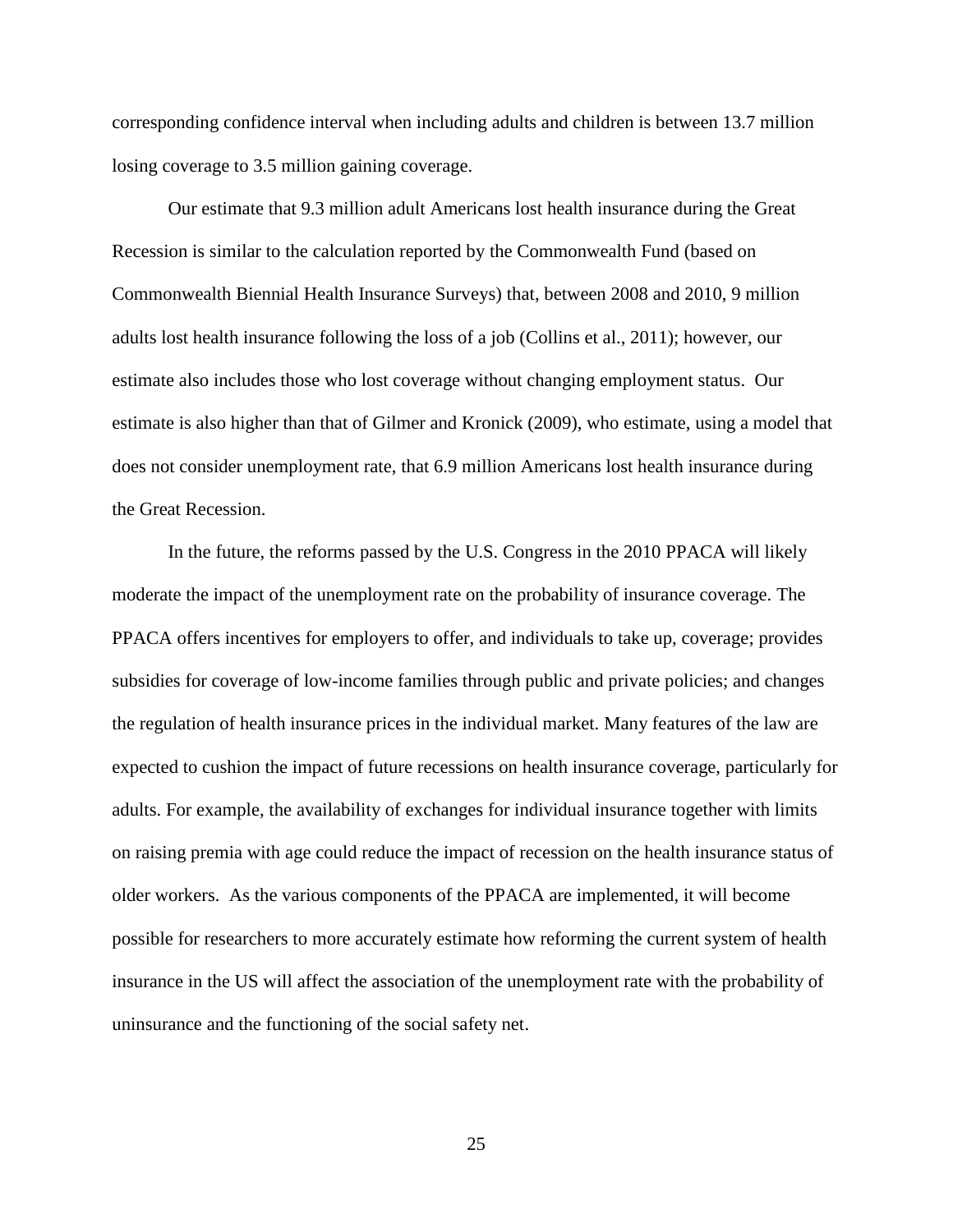corresponding confidence interval when including adults and children is between 13.7 million losing coverage to 3.5 million gaining coverage.

Our estimate that 9.3 million adult Americans lost health insurance during the Great Recession is similar to the calculation reported by the Commonwealth Fund (based on Commonwealth Biennial Health Insurance Surveys) that, between 2008 and 2010, 9 million adults lost health insurance following the loss of a job (Collins et al., 2011); however, our estimate also includes those who lost coverage without changing employment status. Our estimate is also higher than that of Gilmer and Kronick (2009), who estimate, using a model that does not consider unemployment rate, that 6.9 million Americans lost health insurance during the Great Recession.

In the future, the reforms passed by the U.S. Congress in the 2010 PPACA will likely moderate the impact of the unemployment rate on the probability of insurance coverage. The PPACA offers incentives for employers to offer, and individuals to take up, coverage; provides subsidies for coverage of low-income families through public and private policies; and changes the regulation of health insurance prices in the individual market. Many features of the law are expected to cushion the impact of future recessions on health insurance coverage, particularly for adults. For example, the availability of exchanges for individual insurance together with limits on raising premia with age could reduce the impact of recession on the health insurance status of older workers. As the various components of the PPACA are implemented, it will become possible for researchers to more accurately estimate how reforming the current system of health insurance in the US will affect the association of the unemployment rate with the probability of uninsurance and the functioning of the social safety net.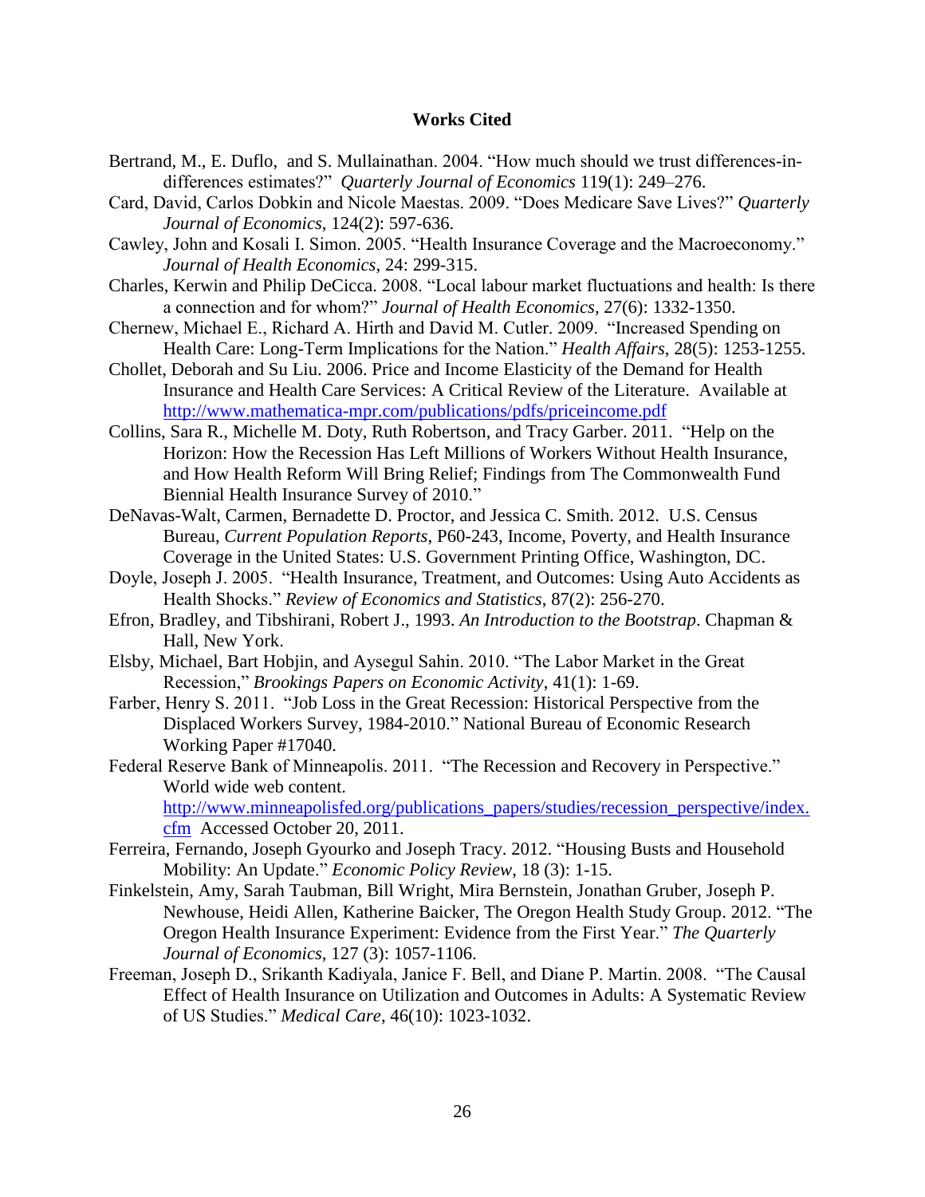**Works Cited**

Bertrand, M., E. Duflo, and S. Mullainathan. 2004. "How much should we trust differences-in-differences estimates?" *Quarterly Journal of Economics* 119(1): 249–276.

Card, David, Carlos Dobkin and Nicole Maestas. 2009. "Does Medicare Save Lives?" *Quarterly Journal of Economics*, 124(2): 597-636.

Cawley, John and Kosali I. Simon. 2005. "Health Insurance Coverage and the Macroeconomy." *Journal of Health Economics*, 24: 299-315.

Charles, Kerwin and Philip DeCicca. 2008. "Local labour market fluctuations and health: Is there a connection and for whom?" *Journal of Health Economics*, 27(6): 1332-1350.

Chernew, Michael E., Richard A. Hirth and David M. Cutler. 2009. "Increased Spending on Health Care: Long-Term Implications for the Nation." *Health Affairs*, 28(5): 1253-1255.

Chollet, Deborah and Su Liu. 2006. Price and Income Elasticity of the Demand for Health Insurance and Health Care Services: A Critical Review of the Literature. Available at http://www.mathematica-mpr.com/publications/pdfs/priceincome.pdf

Collins, Sara R., Michelle M. Doty, Ruth Robertson, and Tracy Garber. 2011. "Help on the Horizon: How the Recession Has Left Millions of Workers Without Health Insurance, and How Health Reform Will Bring Relief; Findings from The Commonwealth Fund Biennial Health Insurance Survey of 2010."

DeNavas-Walt, Carmen, Bernadette D. Proctor, and Jessica C. Smith. 2012. U.S. Census Bureau, *Current Population Reports*, P60-243, Income, Poverty, and Health Insurance Coverage in the United States: U.S. Government Printing Office, Washington, DC.

Doyle, Joseph J. 2005. "Health Insurance, Treatment, and Outcomes: Using Auto Accidents as Health Shocks." *Review of Economics and Statistics*, 87(2): 256-270.

Efron, Bradley, and Tibshirani, Robert J., 1993. *An Introduction to the Bootstrap*. Chapman & Hall, New York.

Elsby, Michael, Bart Hobjin, and Aysegul Sahin. 2010. "The Labor Market in the Great Recession," *Brookings Papers on Economic Activity*, 41(1): 1-69.

Farber, Henry S. 2011. "Job Loss in the Great Recession: Historical Perspective from the Displaced Workers Survey, 1984-2010." National Bureau of Economic Research Working Paper #17040.

Federal Reserve Bank of Minneapolis. 2011. "The Recession and Recovery in Perspective." World wide web content. http://www.minneapolisfed.org/publications_papers/studies/recession_perspective/index.cfm Accessed October 20, 2011.

Ferreira, Fernando, Joseph Gyourko and Joseph Tracy. 2012. "Housing Busts and Household Mobility: An Update." *Economic Policy Review*, 18 (3): 1-15.

Finkelstein, Amy, Sarah Taubman, Bill Wright, Mira Bernstein, Jonathan Gruber, Joseph P. Newhouse, Heidi Allen, Katherine Baicker, The Oregon Health Study Group. 2012. "The Oregon Health Insurance Experiment: Evidence from the First Year." *The Quarterly Journal of Economics*, 127 (3): 1057-1106.

Freeman, Joseph D., Srikanth Kadiyala, Janice F. Bell, and Diane P. Martin. 2008. "The Causal Effect of Health Insurance on Utilization and Outcomes in Adults: A Systematic Review of US Studies." *Medical Care*, 46(10): 1023-1032.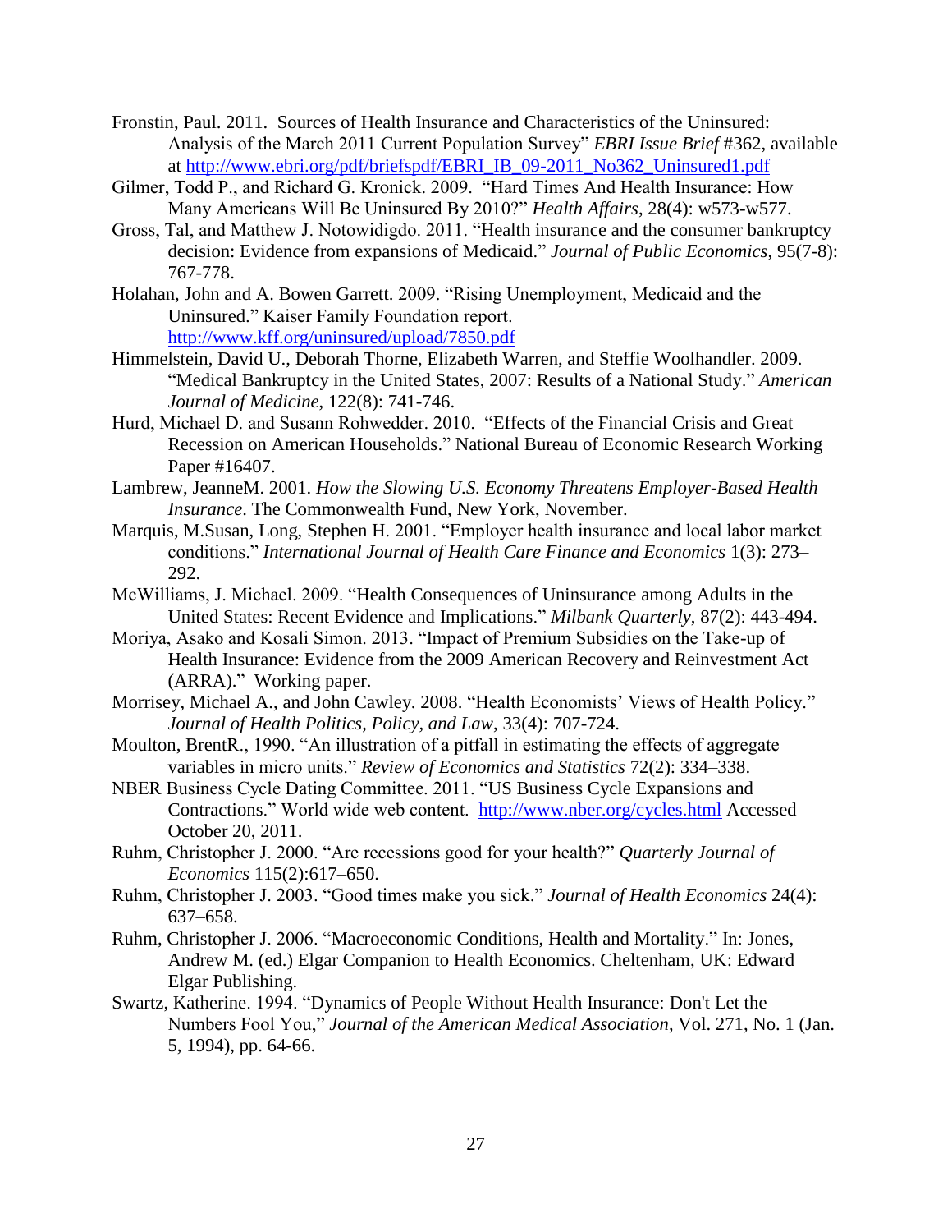Fronstin, Paul. 2011. Sources of Health Insurance and Characteristics of the Uninsured: Analysis of the March 2011 Current Population Survey" *EBRI Issue Brief* #362, available at http://www.ebri.org/pdf/briefspdf/EBRI_IB_09-2011_No362_Uninsured1.pdf

Gilmer, Todd P., and Richard G. Kronick. 2009. "Hard Times And Health Insurance: How Many Americans Will Be Uninsured By 2010?" *Health Affairs*, 28(4): w573-w577.

Gross, Tal, and Matthew J. Notowidigdo. 2011. "Health insurance and the consumer bankruptcy decision: Evidence from expansions of Medicaid." *Journal of Public Economics*, 95(7-8): 767-778.

Holahan, John and A. Bowen Garrett. 2009. "Rising Unemployment, Medicaid and the Uninsured." Kaiser Family Foundation report. http://www.kff.org/uninsured/upload/7850.pdf

Himmelstein, David U., Deborah Thorne, Elizabeth Warren, and Steffie Woolhandler. 2009. "Medical Bankruptcy in the United States, 2007: Results of a National Study." *American Journal of Medicine*, 122(8): 741-746.

Hurd, Michael D. and Susann Rohwedder. 2010. "Effects of the Financial Crisis and Great Recession on American Households." National Bureau of Economic Research Working Paper #16407.

Lambrew, JeanneM. 2001. *How the Slowing U.S. Economy Threatens Employer-Based Health Insurance*. The Commonwealth Fund, New York, November.

Marquis, M.Susan, Long, Stephen H. 2001. "Employer health insurance and local labor market conditions." *International Journal of Health Care Finance and Economics* 1(3): 273–292.

McWilliams, J. Michael. 2009. "Health Consequences of Uninsurance among Adults in the United States: Recent Evidence and Implications." *Milbank Quarterly*, 87(2): 443-494.

Moriya, Asako and Kosali Simon. 2013. "Impact of Premium Subsidies on the Take-up of Health Insurance: Evidence from the 2009 American Recovery and Reinvestment Act (ARRA)." Working paper.

Morrisey, Michael A., and John Cawley. 2008. "Health Economists' Views of Health Policy." *Journal of Health Politics, Policy, and Law,* 33(4): 707-724.

Moulton, BrentR., 1990. "An illustration of a pitfall in estimating the effects of aggregate variables in micro units." *Review of Economics and Statistics* 72(2): 334–338.

NBER Business Cycle Dating Committee. 2011. "US Business Cycle Expansions and Contractions." World wide web content. http://www.nber.org/cycles.html Accessed October 20, 2011.

Ruhm, Christopher J. 2000. "Are recessions good for your health?" *Quarterly Journal of Economics* 115(2):617–650.

Ruhm, Christopher J. 2003. "Good times make you sick." *Journal of Health Economics* 24(4): 637–658.

Ruhm, Christopher J. 2006. "Macroeconomic Conditions, Health and Mortality." In: Jones, Andrew M. (ed.) Elgar Companion to Health Economics. Cheltenham, UK: Edward Elgar Publishing.

Swartz, Katherine. 1994. "Dynamics of People Without Health Insurance: Don't Let the Numbers Fool You," *Journal of the American Medical Association*, Vol. 271, No. 1 (Jan. 5, 1994), pp. 64-66.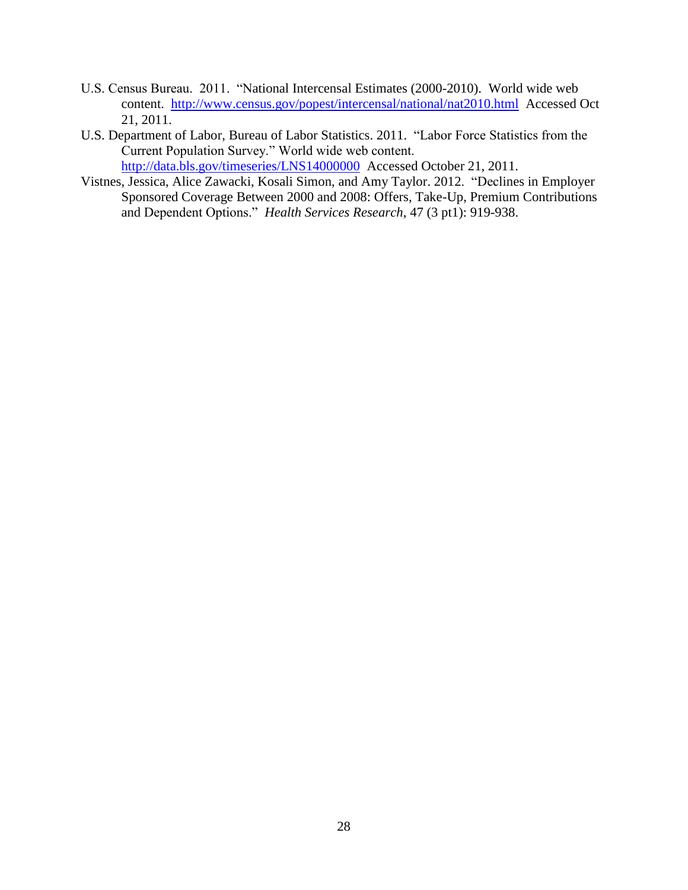U.S. Census Bureau. 2011. "National Intercensal Estimates (2000-2010). World wide web content. http://www.census.gov/popest/intercensal/national/nat2010.html Accessed Oct 21, 2011.

U.S. Department of Labor, Bureau of Labor Statistics. 2011. "Labor Force Statistics from the Current Population Survey." World wide web content. http://data.bls.gov/timeseries/LNS14000000 Accessed October 21, 2011.

Vistnes, Jessica, Alice Zawacki, Kosali Simon, and Amy Taylor. 2012. "Declines in Employer Sponsored Coverage Between 2000 and 2008: Offers, Take-Up, Premium Contributions and Dependent Options." *Health Services Research*, 47 (3 pt1): 919-938.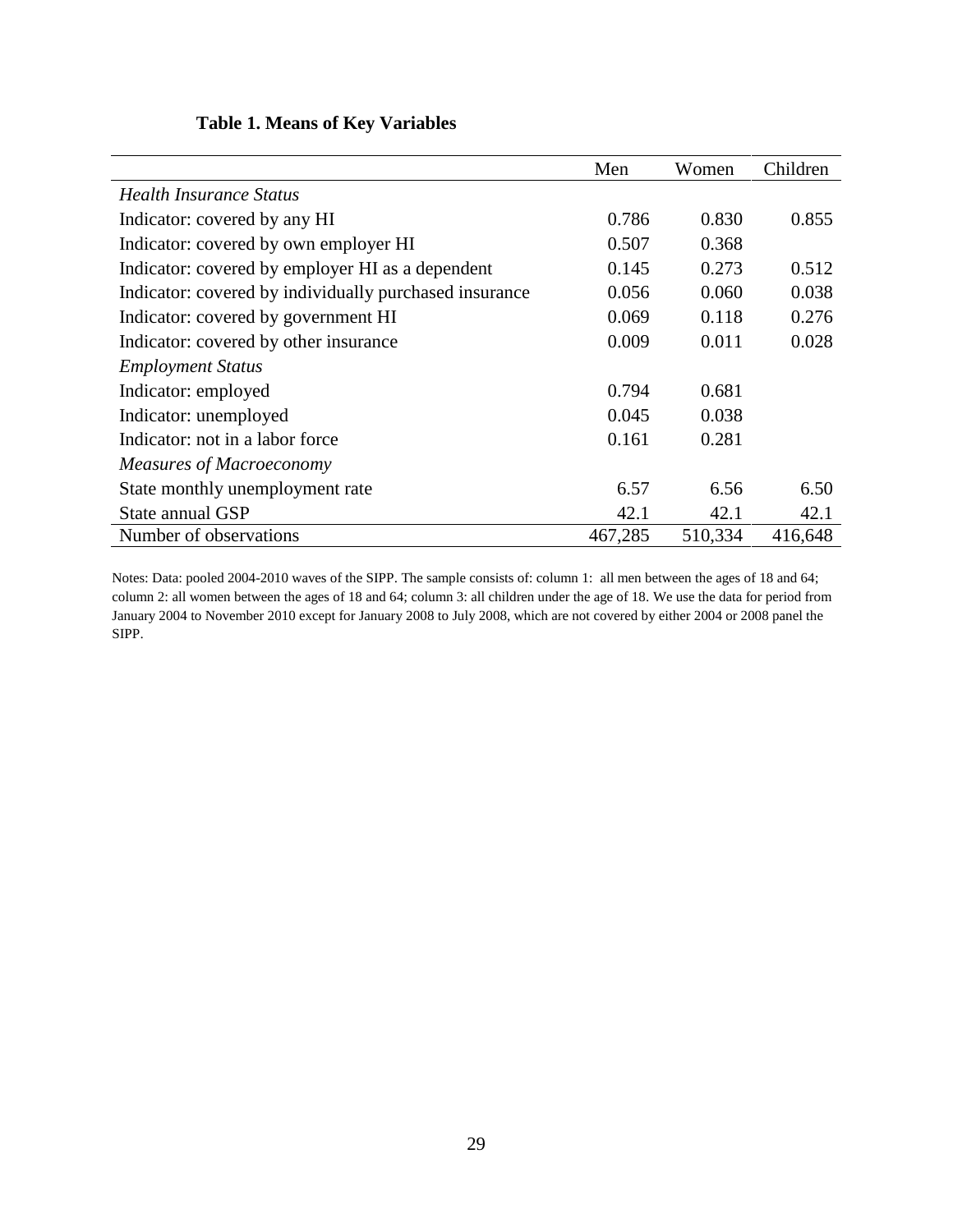**Table 1. Means of Key Variables**

| | Men | Women | Children |
|---|---|---|---|
| *Health Insurance Status* | | | |
| Indicator: covered by any HI | 0.786 | 0.830 | 0.855 |
| Indicator: covered by own employer HI | 0.507 | 0.368 | |
| Indicator: covered by employer HI as a dependent | 0.145 | 0.273 | 0.512 |
| Indicator: covered by individually purchased insurance | 0.056 | 0.060 | 0.038 |
| Indicator: covered by government HI | 0.069 | 0.118 | 0.276 |
| Indicator: covered by other insurance | 0.009 | 0.011 | 0.028 |
| *Employment Status* | | | |
| Indicator: employed | 0.794 | 0.681 | |
| Indicator: unemployed | 0.045 | 0.038 | |
| Indicator: not in a labor force | 0.161 | 0.281 | |
| *Measures of Macroeconomy* | | | |
| State monthly unemployment rate | 6.57 | 6.56 | 6.50 |
| State annual GSP | 42.1 | 42.1 | 42.1 |
| Number of observations | 467,285 | 510,334 | 416,648 |

Notes: Data: pooled 2004-2010 waves of the SIPP. The sample consists of: column 1: all men between the ages of 18 and 64; column 2: all women between the ages of 18 and 64; column 3: all children under the age of 18. We use the data for period from January 2004 to November 2010 except for January 2008 to July 2008, which are not covered by either 2004 or 2008 panel the SIPP.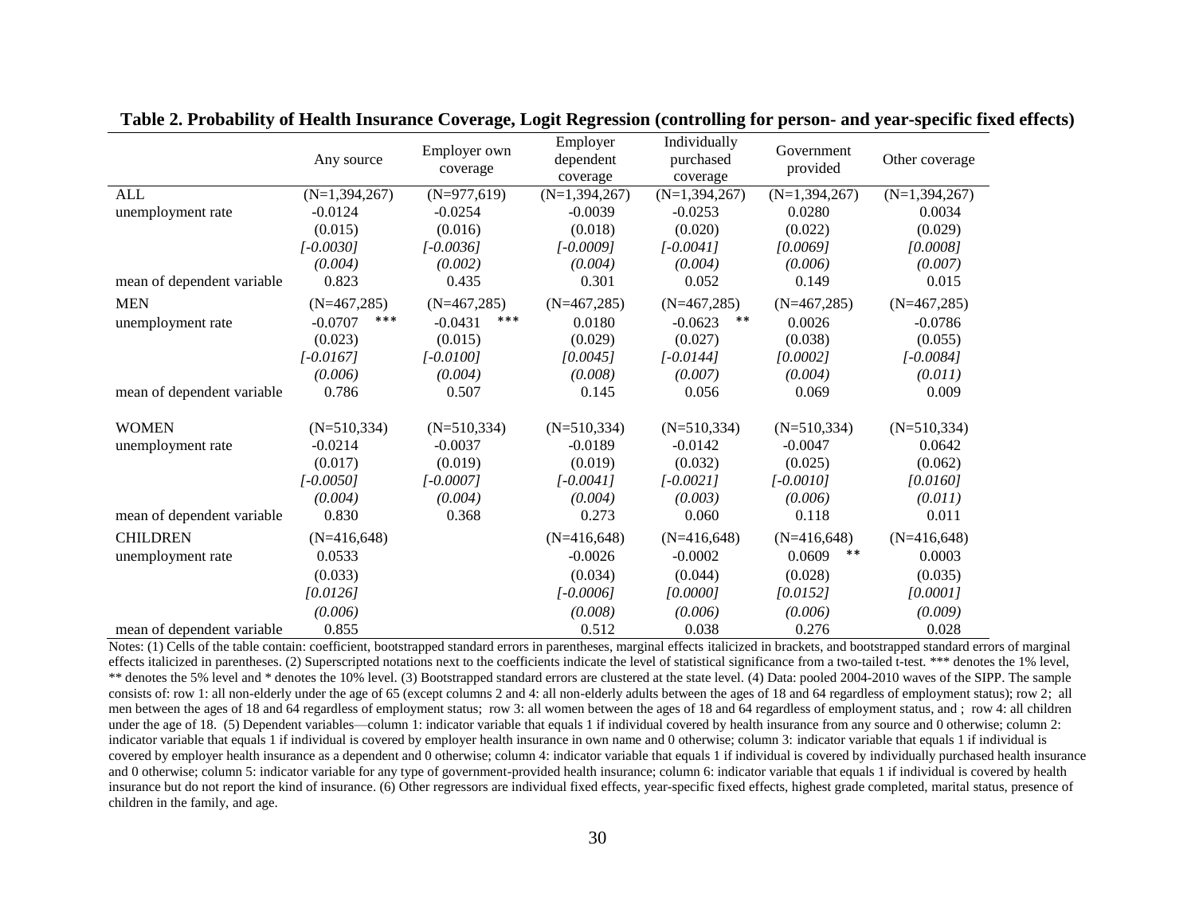**Table 2. Probability of Health Insurance Coverage, Logit Regression (controlling for person- and year-specific fixed effects)**

| | Any source | Employer own coverage | Employer dependent coverage | Individually purchased coverage | Government provided | Other coverage |
|---|---|---|---|---|---|---|
| ALL | (N=1,394,267) | (N=977,619) | (N=1,394,267) | (N=1,394,267) | (N=1,394,267) | (N=1,394,267) |
| unemployment rate | -0.0124 | -0.0254 | -0.0039 | -0.0253 | 0.0280 | 0.0034 |
| | (0.015) | (0.016) | (0.018) | (0.020) | (0.022) | (0.029) |
| | *[-0.0030]* | *[-0.0036]* | *[-0.0009]* | *[-0.0041]* | *[0.0069]* | *[0.0008]* |
| | *(0.004)* | *(0.002)* | *(0.004)* | *(0.004)* | *(0.006)* | *(0.007)* |
| mean of dependent variable | 0.823 | 0.435 | 0.301 | 0.052 | 0.149 | 0.015 |
| MEN | (N=467,285) | (N=467,285) | (N=467,285) | (N=467,285) | (N=467,285) | (N=467,285) |
| unemployment rate | -0.0707 *** | -0.0431 *** | 0.0180 | -0.0623 ** | 0.0026 | -0.0786 |
| | (0.023) | (0.015) | (0.029) | (0.027) | (0.038) | (0.055) |
| | *[-0.0167]* | *[-0.0100]* | *[0.0045]* | *[-0.0144]* | *[0.0002]* | *[-0.0084]* |
| | *(0.006)* | *(0.004)* | *(0.008)* | *(0.007)* | *(0.004)* | *(0.011)* |
| mean of dependent variable | 0.786 | 0.507 | 0.145 | 0.056 | 0.069 | 0.009 |
| WOMEN | (N=510,334) | (N=510,334) | (N=510,334) | (N=510,334) | (N=510,334) | (N=510,334) |
| unemployment rate | -0.0214 | -0.0037 | -0.0189 | -0.0142 | -0.0047 | 0.0642 |
| | (0.017) | (0.019) | (0.019) | (0.032) | (0.025) | (0.062) |
| | *[-0.0050]* | *[-0.0007]* | *[-0.0041]* | *[-0.0021]* | *[-0.0010]* | *[0.0160]* |
| | *(0.004)* | *(0.004)* | *(0.004)* | *(0.003)* | *(0.006)* | *(0.011)* |
| mean of dependent variable | 0.830 | 0.368 | 0.273 | 0.060 | 0.118 | 0.011 |
| CHILDREN | (N=416,648) | | (N=416,648) | (N=416,648) | (N=416,648) | (N=416,648) |
| unemployment rate | 0.0533 | | -0.0026 | -0.0002 | 0.0609 ** | 0.0003 |
| | (0.033) | | (0.034) | (0.044) | (0.028) | (0.035) |
| | *[0.0126]* | | *[-0.0006]* | *[0.0000]* | *[0.0152]* | *[0.0001]* |
| | *(0.006)* | | *(0.008)* | *(0.006)* | *(0.006)* | *(0.009)* |
| mean of dependent variable | 0.855 | | 0.512 | 0.038 | 0.276 | 0.028 |

Notes: (1) Cells of the table contain: coefficient, bootstrapped standard errors in parentheses, marginal effects italicized in brackets, and bootstrapped standard errors of marginal effects italicized in parentheses. (2) Superscripted notations next to the coefficients indicate the level of statistical significance from a two-tailed t-test. *** denotes the 1% level, ** denotes the 5% level and * denotes the 10% level. (3) Bootstrapped standard errors are clustered at the state level. (4) Data: pooled 2004-2010 waves of the SIPP. The sample consists of: row 1: all non-elderly under the age of 65 (except columns 2 and 4: all non-elderly adults between the ages of 18 and 64 regardless of employment status); row 2; all men between the ages of 18 and 64 regardless of employment status; row 3: all women between the ages of 18 and 64 regardless of employment status, and ; row 4: all children under the age of 18. (5) Dependent variables—column 1: indicator variable that equals 1 if individual covered by health insurance from any source and 0 otherwise; column 2: indicator variable that equals 1 if individual is covered by employer health insurance in own name and 0 otherwise; column 3: indicator variable that equals 1 if individual is covered by employer health insurance as a dependent and 0 otherwise; column 4: indicator variable that equals 1 if individual is covered by individually purchased health insurance and 0 otherwise; column 5: indicator variable for any type of government-provided health insurance; column 6: indicator variable that equals 1 if individual is covered by health insurance but do not report the kind of insurance. (6) Other regressors are individual fixed effects, year-specific fixed effects, highest grade completed, marital status, presence of children in the family, and age.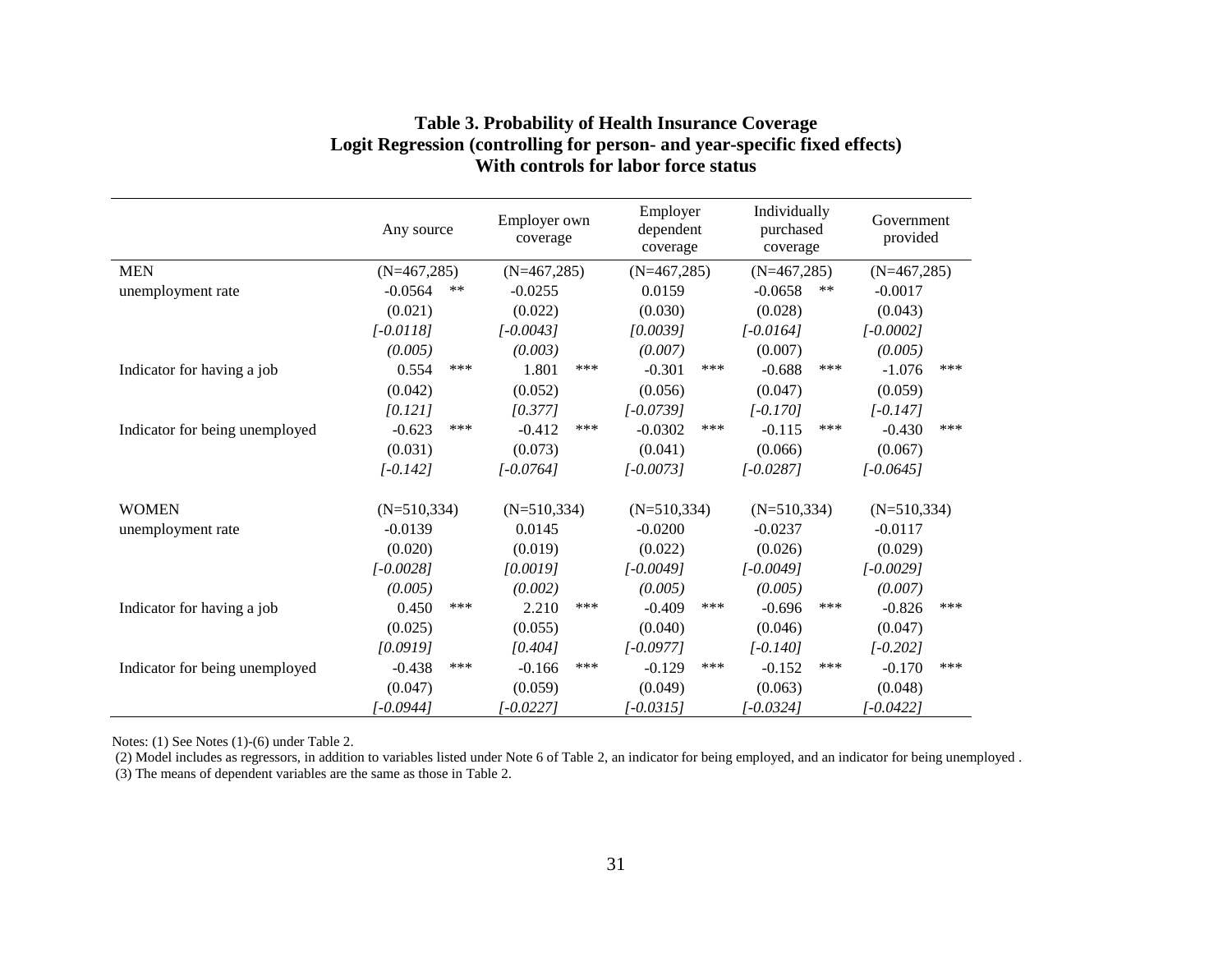**Table 3. Probability of Health Insurance Coverage**
**Logit Regression (controlling for person- and year-specific fixed effects)**
**With controls for labor force status**

| | Any source | Employer own coverage | Employer dependent coverage | Individually purchased coverage | Government provided |
|---|---|---|---|---|---|
| MEN | (N=467,285) | (N=467,285) | (N=467,285) | (N=467,285) | (N=467,285) |
| unemployment rate | -0.0564 ** | -0.0255 | 0.0159 | -0.0658 ** | -0.0017 |
| | (0.021) | (0.022) | (0.030) | (0.028) | (0.043) |
| | *[-0.0118]* | *[-0.0043]* | *[0.0039]* | *[-0.0164]* | *[-0.0002]* |
| | *(0.005)* | *(0.003)* | *(0.007)* | (0.007) | *(0.005)* |
| Indicator for having a job | 0.554 *** | 1.801 *** | -0.301 *** | -0.688 *** | -1.076 *** |
| | (0.042) | (0.052) | (0.056) | (0.047) | (0.059) |
| | *[0.121]* | *[0.377]* | *[-0.0739]* | *[-0.170]* | *[-0.147]* |
| Indicator for being unemployed | -0.623 *** | -0.412 *** | -0.0302 *** | -0.115 *** | -0.430 *** |
| | (0.031) | (0.073) | (0.041) | (0.066) | (0.067) |
| | *[-0.142]* | *[-0.0764]* | *[-0.0073]* | *[-0.0287]* | *[-0.0645]* |
| WOMEN | (N=510,334) | (N=510,334) | (N=510,334) | (N=510,334) | (N=510,334) |
| unemployment rate | -0.0139 | 0.0145 | -0.0200 | -0.0237 | -0.0117 |
| | (0.020) | (0.019) | (0.022) | (0.026) | (0.029) |
| | *[-0.0028]* | *[0.0019]* | *[-0.0049]* | *[-0.0049]* | *[-0.0029]* |
| | *(0.005)* | *(0.002)* | *(0.005)* | *(0.005)* | *(0.007)* |
| Indicator for having a job | 0.450 *** | 2.210 *** | -0.409 *** | -0.696 *** | -0.826 *** |
| | (0.025) | (0.055) | (0.040) | (0.046) | (0.047) |
| | *[0.0919]* | *[0.404]* | *[-0.0977]* | *[-0.140]* | *[-0.202]* |
| Indicator for being unemployed | -0.438 *** | -0.166 *** | -0.129 *** | -0.152 *** | -0.170 *** |
| | (0.047) | (0.059) | (0.049) | (0.063) | (0.048) |
| | *[-0.0944]* | *[-0.0227]* | *[-0.0315]* | *[-0.0324]* | *[-0.0422]* |

Notes: (1) See Notes (1)-(6) under Table 2.
(2) Model includes as regressors, in addition to variables listed under Note 6 of Table 2, an indicator for being employed, and an indicator for being unemployed .
(3) The means of dependent variables are the same as those in Table 2.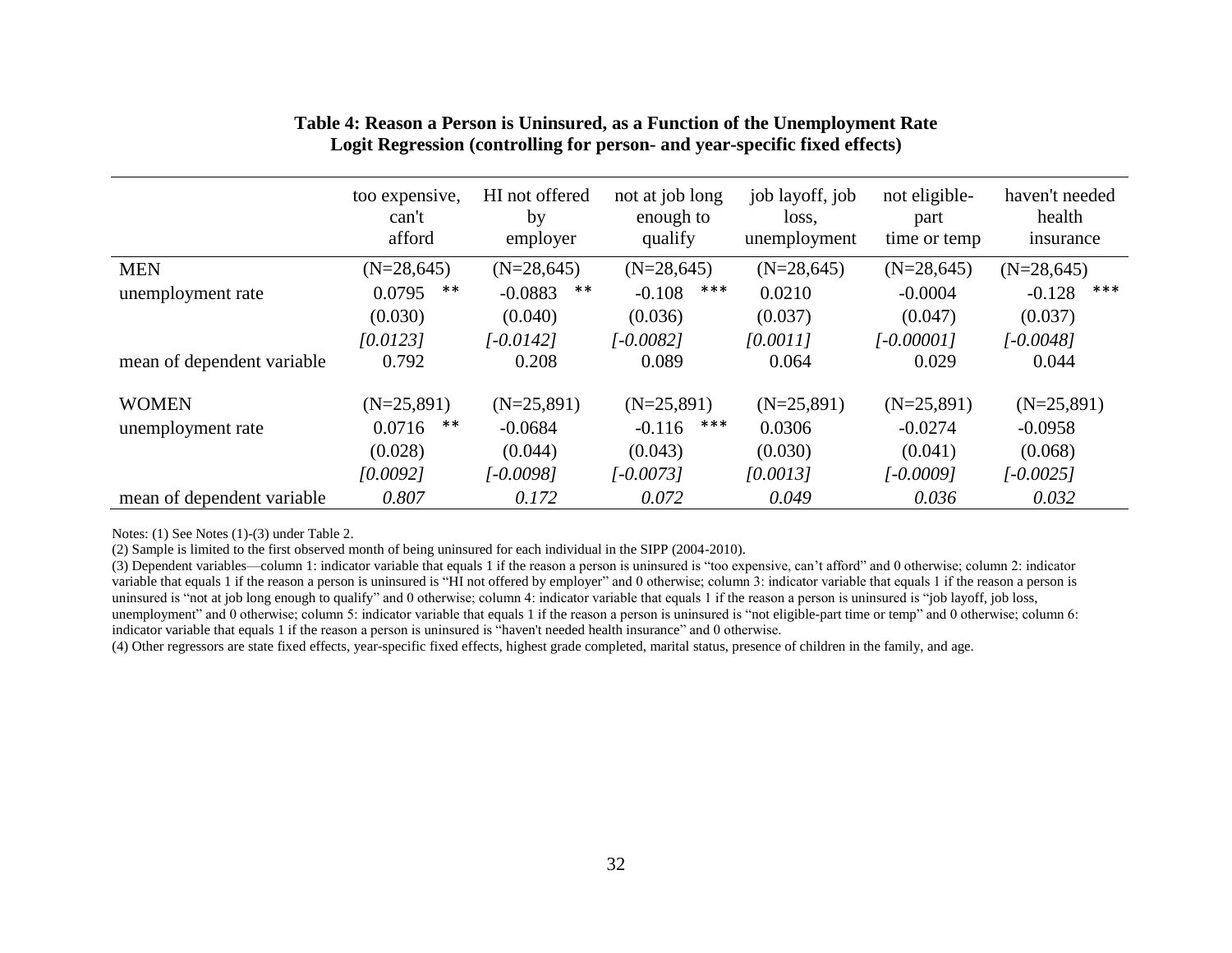**Table 4: Reason a Person is Uninsured, as a Function of the Unemployment Rate**
**Logit Regression (controlling for person- and year-specific fixed effects)**

| | too expensive, can't afford | HI not offered by employer | not at job long enough to qualify | job layoff, job loss, unemployment | not eligible-part time or temp | haven't needed health insurance |
|---|---|---|---|---|---|---|
| MEN | (N=28,645) | (N=28,645) | (N=28,645) | (N=28,645) | (N=28,645) | (N=28,645) |
| unemployment rate | 0.0795 ** | -0.0883 ** | -0.108 *** | 0.0210 | -0.0004 | -0.128 *** |
| | (0.030) | (0.040) | (0.036) | (0.037) | (0.047) | (0.037) |
| | *[0.0123]* | *[-0.0142]* | *[-0.0082]* | *[0.0011]* | *[-0.00001]* | *[-0.0048]* |
| mean of dependent variable | 0.792 | 0.208 | 0.089 | 0.064 | 0.029 | 0.044 |
| WOMEN | (N=25,891) | (N=25,891) | (N=25,891) | (N=25,891) | (N=25,891) | (N=25,891) |
| unemployment rate | 0.0716 ** | -0.0684 | -0.116 *** | 0.0306 | -0.0274 | -0.0958 |
| | (0.028) | (0.044) | (0.043) | (0.030) | (0.041) | (0.068) |
| | *[0.0092]* | *[-0.0098]* | *[-0.0073]* | *[0.0013]* | *[-0.0009]* | *[-0.0025]* |
| mean of dependent variable | *0.807* | *0.172* | *0.072* | *0.049* | *0.036* | *0.032* |

Notes: (1) See Notes (1)-(3) under Table 2.
(2) Sample is limited to the first observed month of being uninsured for each individual in the SIPP (2004-2010).
(3) Dependent variables—column 1: indicator variable that equals 1 if the reason a person is uninsured is "too expensive, can't afford" and 0 otherwise; column 2: indicator variable that equals 1 if the reason a person is uninsured is "HI not offered by employer" and 0 otherwise; column 3: indicator variable that equals 1 if the reason a person is uninsured is "not at job long enough to qualify" and 0 otherwise; column 4: indicator variable that equals 1 if the reason a person is uninsured is "job layoff, job loss, unemployment" and 0 otherwise; column 5: indicator variable that equals 1 if the reason a person is uninsured is "not eligible-part time or temp" and 0 otherwise; column 6: indicator variable that equals 1 if the reason a person is uninsured is "haven't needed health insurance" and 0 otherwise.
(4) Other regressors are state fixed effects, year-specific fixed effects, highest grade completed, marital status, presence of children in the family, and age.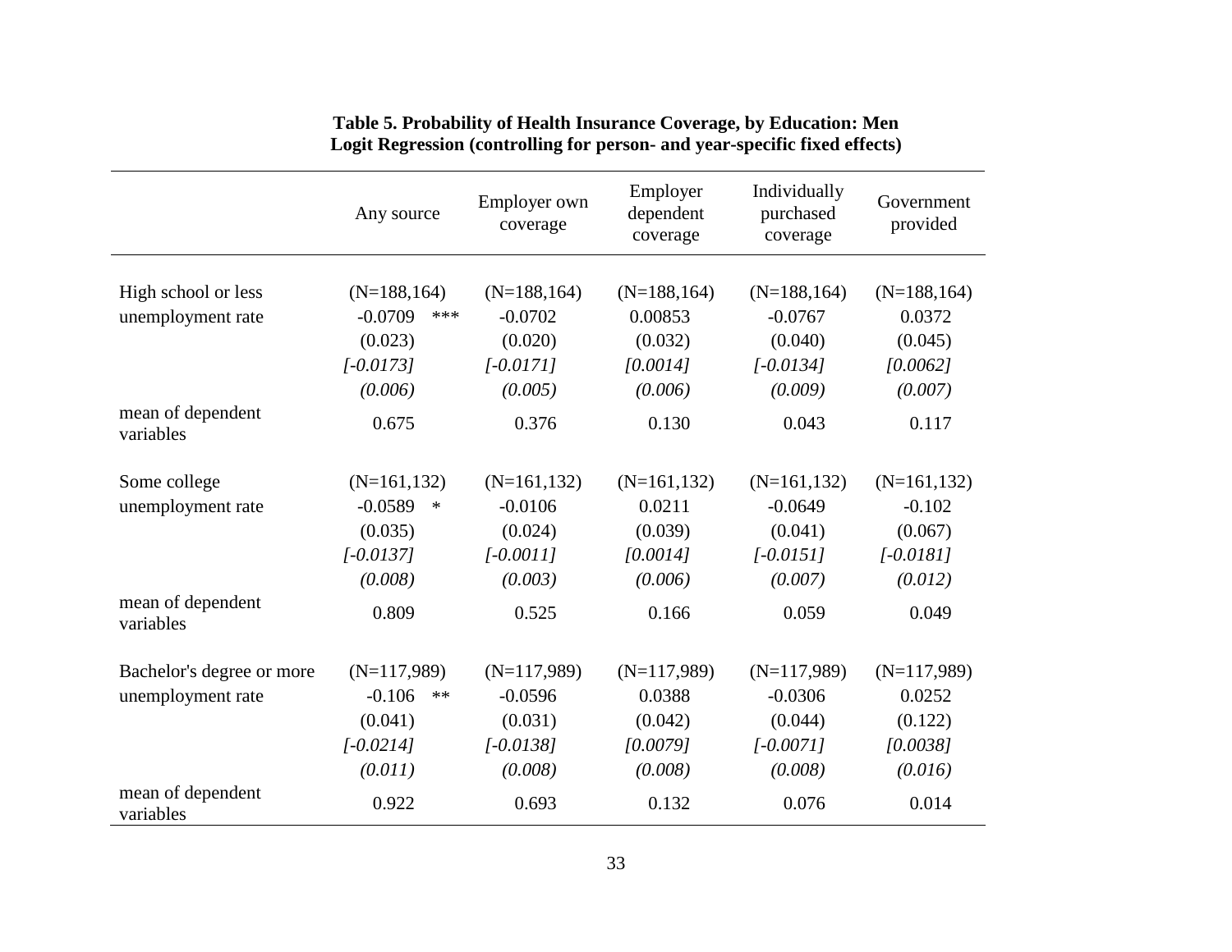**Table 5. Probability of Health Insurance Coverage, by Education: Men**
**Logit Regression (controlling for person- and year-specific fixed effects)**

| | Any source | Employer own coverage | Employer dependent coverage | Individually purchased coverage | Government provided |
|---|---|---|---|---|---|
| High school or less | (N=188,164) | (N=188,164) | (N=188,164) | (N=188,164) | (N=188,164) |
| unemployment rate | -0.0709 *** | -0.0702 | 0.00853 | -0.0767 | 0.0372 |
| | (0.023) | (0.020) | (0.032) | (0.040) | (0.045) |
| | *[-0.0173]* | *[-0.0171]* | *[0.0014]* | *[-0.0134]* | *[0.0062]* |
| | *(0.006)* | *(0.005)* | *(0.006)* | *(0.009)* | *(0.007)* |
| mean of dependent variables | 0.675 | 0.376 | 0.130 | 0.043 | 0.117 |
| Some college | (N=161,132) | (N=161,132) | (N=161,132) | (N=161,132) | (N=161,132) |
| unemployment rate | -0.0589 * | -0.0106 | 0.0211 | -0.0649 | -0.102 |
| | (0.035) | (0.024) | (0.039) | (0.041) | (0.067) |
| | *[-0.0137]* | *[-0.0011]* | *[0.0014]* | *[-0.0151]* | *[-0.0181]* |
| | *(0.008)* | *(0.003)* | *(0.006)* | *(0.007)* | *(0.012)* |
| mean of dependent variables | 0.809 | 0.525 | 0.166 | 0.059 | 0.049 |
| Bachelor's degree or more | (N=117,989) | (N=117,989) | (N=117,989) | (N=117,989) | (N=117,989) |
| unemployment rate | -0.106 ** | -0.0596 | 0.0388 | -0.0306 | 0.0252 |
| | (0.041) | (0.031) | (0.042) | (0.044) | (0.122) |
| | *[-0.0214]* | *[-0.0138]* | *[0.0079]* | *[-0.0071]* | *[0.0038]* |
| | *(0.011)* | *(0.008)* | *(0.008)* | *(0.008)* | *(0.016)* |
| mean of dependent variables | 0.922 | 0.693 | 0.132 | 0.076 | 0.014 |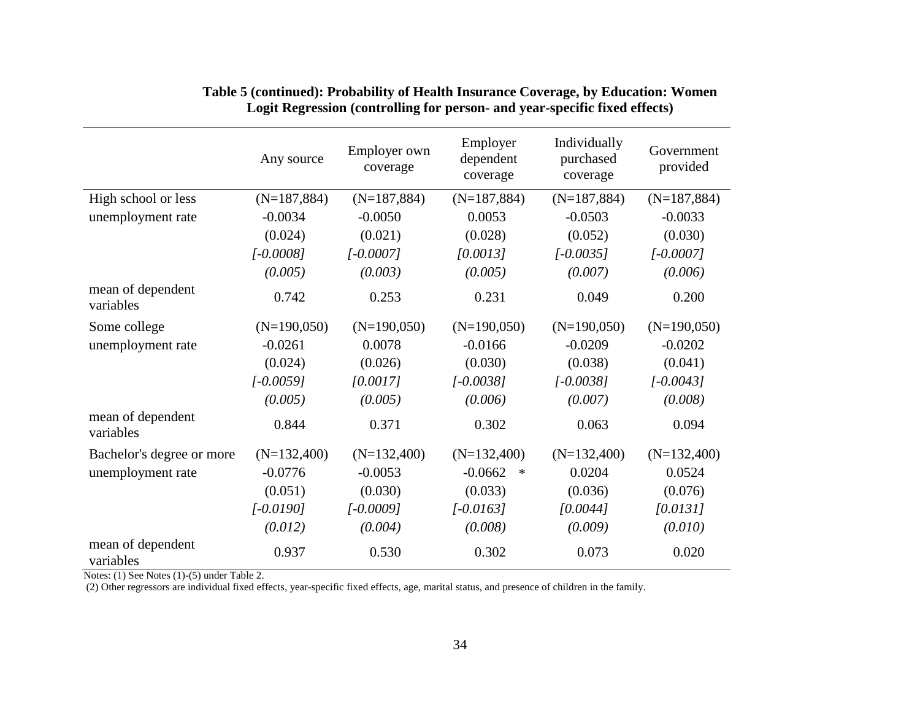**Table 5 (continued): Probability of Health Insurance Coverage, by Education: Women**
**Logit Regression (controlling for person- and year-specific fixed effects)**

| | Any source | Employer own coverage | Employer dependent coverage | Individually purchased coverage | Government provided |
|---|---|---|---|---|---|
| High school or less | (N=187,884) | (N=187,884) | (N=187,884) | (N=187,884) | (N=187,884) |
| unemployment rate | -0.0034 | -0.0050 | 0.0053 | -0.0503 | -0.0033 |
| | (0.024) | (0.021) | (0.028) | (0.052) | (0.030) |
| | *[-0.0008]* | *[-0.0007]* | *[0.0013]* | *[-0.0035]* | *[-0.0007]* |
| | *(0.005)* | *(0.003)* | *(0.005)* | *(0.007)* | *(0.006)* |
| mean of dependent variables | 0.742 | 0.253 | 0.231 | 0.049 | 0.200 |
| Some college | (N=190,050) | (N=190,050) | (N=190,050) | (N=190,050) | (N=190,050) |
| unemployment rate | -0.0261 | 0.0078 | -0.0166 | -0.0209 | -0.0202 |
| | (0.024) | (0.026) | (0.030) | (0.038) | (0.041) |
| | *[-0.0059]* | *[0.0017]* | *[-0.0038]* | *[-0.0038]* | *[-0.0043]* |
| | *(0.005)* | *(0.005)* | *(0.006)* | *(0.007)* | *(0.008)* |
| mean of dependent variables | 0.844 | 0.371 | 0.302 | 0.063 | 0.094 |
| Bachelor's degree or more | (N=132,400) | (N=132,400) | (N=132,400) | (N=132,400) | (N=132,400) |
| unemployment rate | -0.0776 | -0.0053 | -0.0662 * | 0.0204 | 0.0524 |
| | (0.051) | (0.030) | (0.033) | (0.036) | (0.076) |
| | *[-0.0190]* | *[-0.0009]* | *[-0.0163]* | *[0.0044]* | *[0.0131]* |
| | *(0.012)* | *(0.004)* | *(0.008)* | *(0.009)* | *(0.010)* |
| mean of dependent variables | 0.937 | 0.530 | 0.302 | 0.073 | 0.020 |

Notes: (1) See Notes (1)-(5) under Table 2.
(2) Other regressors are individual fixed effects, year-specific fixed effects, age, marital status, and presence of children in the family.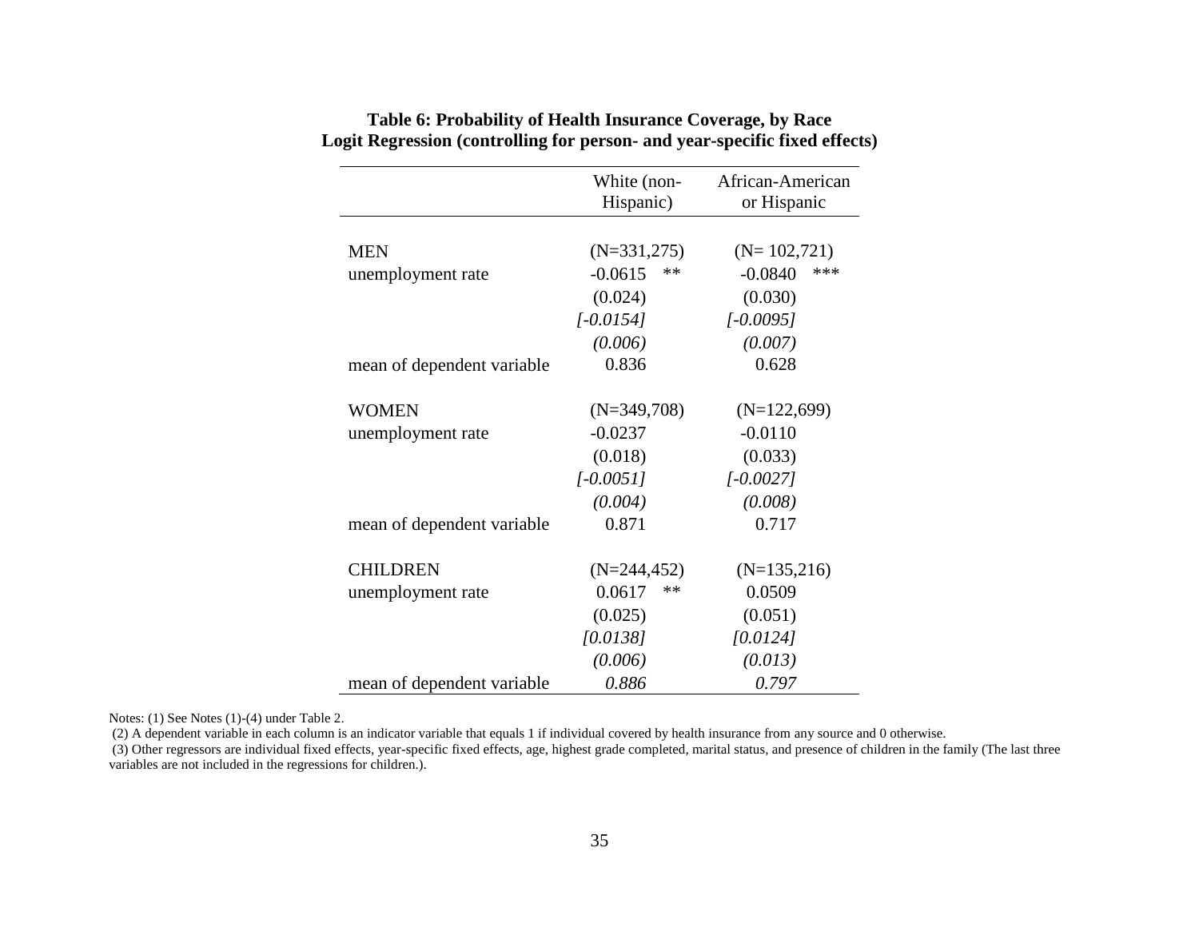**Table 6: Probability of Health Insurance Coverage, by Race**
**Logit Regression (controlling for person- and year-specific fixed effects)**

| | White (non-Hispanic) | African-American or Hispanic |
|---|---|---|
| MEN | (N=331,275) | (N= 102,721) |
| unemployment rate | -0.0615 ** | -0.0840 *** |
| | (0.024) | (0.030) |
| | *[-0.0154]* | *[-0.0095]* |
| | *(0.006)* | *(0.007)* |
| mean of dependent variable | 0.836 | 0.628 |
| WOMEN | (N=349,708) | (N=122,699) |
| unemployment rate | -0.0237 | -0.0110 |
| | (0.018) | (0.033) |
| | *[-0.0051]* | *[-0.0027]* |
| | *(0.004)* | *(0.008)* |
| mean of dependent variable | 0.871 | 0.717 |
| CHILDREN | (N=244,452) | (N=135,216) |
| unemployment rate | 0.0617 ** | 0.0509 |
| | (0.025) | (0.051) |
| | *[0.0138]* | *[0.0124]* |
| | *(0.006)* | *(0.013)* |
| mean of dependent variable | *0.886* | *0.797* |

Notes: (1) See Notes (1)-(4) under Table 2.
(2) A dependent variable in each column is an indicator variable that equals 1 if individual covered by health insurance from any source and 0 otherwise.
(3) Other regressors are individual fixed effects, year-specific fixed effects, age, highest grade completed, marital status, and presence of children in the family (The last three variables are not included in the regressions for children.).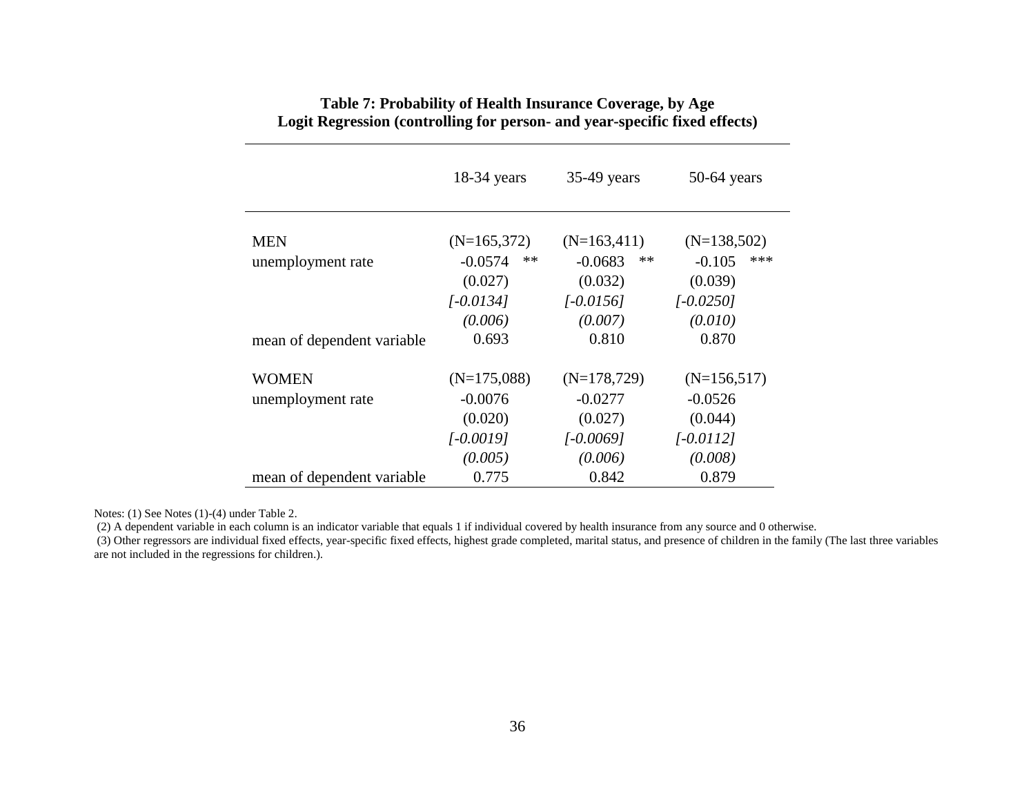**Table 7: Probability of Health Insurance Coverage, by Age**
**Logit Regression (controlling for person- and year-specific fixed effects)**

| | 18-34 years | 35-49 years | 50-64 years |
|---|---|---|---|
| MEN | (N=165,372) | (N=163,411) | (N=138,502) |
| unemployment rate | -0.0574 ** | -0.0683 ** | -0.105 *** |
| | (0.027) | (0.032) | (0.039) |
| | *[-0.0134]* | *[-0.0156]* | *[-0.0250]* |
| | *(0.006)* | *(0.007)* | *(0.010)* |
| mean of dependent variable | 0.693 | 0.810 | 0.870 |
| WOMEN | (N=175,088) | (N=178,729) | (N=156,517) |
| unemployment rate | -0.0076 | -0.0277 | -0.0526 |
| | (0.020) | (0.027) | (0.044) |
| | *[-0.0019]* | *[-0.0069]* | *[-0.0112]* |
| | *(0.005)* | *(0.006)* | *(0.008)* |
| mean of dependent variable | 0.775 | 0.842 | 0.879 |

Notes: (1) See Notes (1)-(4) under Table 2.
(2) A dependent variable in each column is an indicator variable that equals 1 if individual covered by health insurance from any source and 0 otherwise.
(3) Other regressors are individual fixed effects, year-specific fixed effects, highest grade completed, marital status, and presence of children in the family (The last three variables are not included in the regressions for children.).